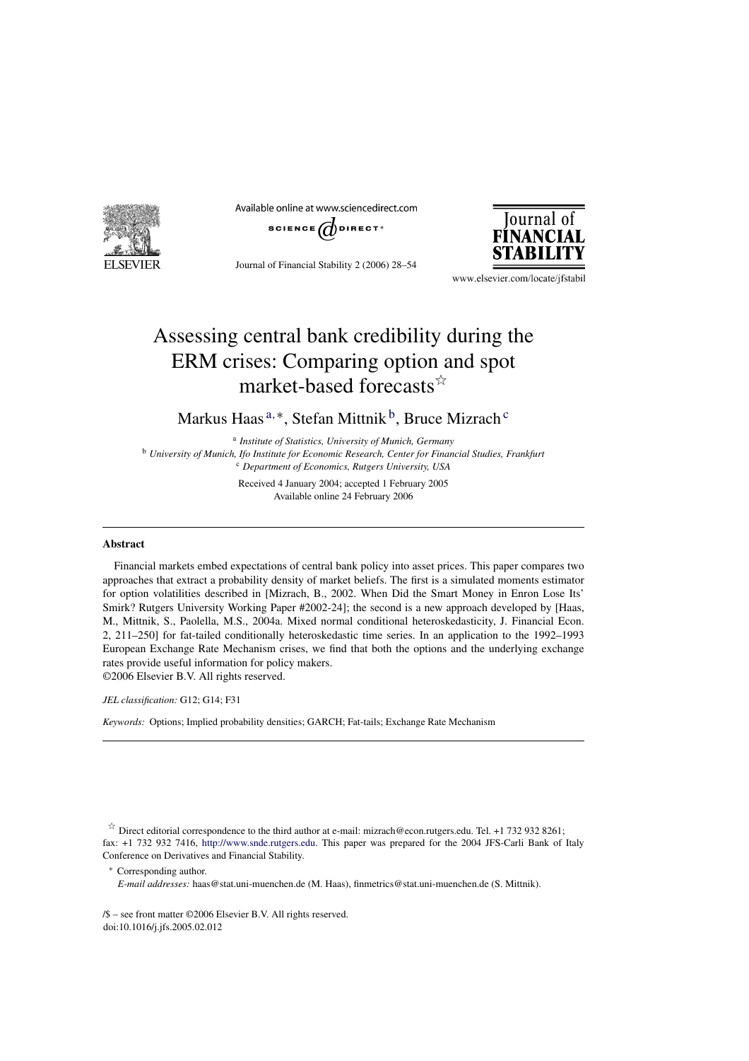# Assessing central bank credibility during the ERM crises: Comparing option and spot market-based forecasts[☆]

Markus Haas[a,*], Stefan Mittnik[b], Bruce Mizrach[c]

[a] *Institute of Statistics, University of Munich, Germany*

[b] *University of Munich, Ifo Institute for Economic Research, Center for Financial Studies, Frankfurt*

[c] *Department of Economics, Rutgers University, USA*

Received 4 January 2004; accepted 1 February 2005
Available online 24 February 2006

## Abstract

Financial markets embed expectations of central bank policy into asset prices. This paper compares two approaches that extract a probability density of market beliefs. The first is a simulated moments estimator for option volatilities described in [Mizrach, B., 2002. When Did the Smart Money in Enron Lose Its' Smirk? Rutgers University Working Paper #2002-24]; the second is a new approach developed by [Haas, M., Mittnik, S., Paolella, M.S., 2004a. Mixed normal conditional heteroskedasticity, J. Financial Econ. 2, 211–250] for fat-tailed conditionally heteroskedastic time series. In an application to the 1992–1993 European Exchange Rate Mechanism crises, we find that both the options and the underlying exchange rates provide useful information for policy makers.

©2006 Elsevier B.V. All rights reserved.

*JEL classification:* G12; G14; F31

*Keywords:* Options; Implied probability densities; GARCH; Fat-tails; Exchange Rate Mechanism

[☆] Direct editorial correspondence to the third author at e-mail: mizrach@econ.rutgers.edu. Tel. +1 732 932 8261; fax: +1 732 932 7416, http://www.snde.rutgers.edu. This paper was prepared for the 2004 JFS-Carli Bank of Italy Conference on Derivatives and Financial Stability.

[*] Corresponding author.
*E-mail addresses:* haas@stat.uni-muenchen.de (M. Haas), finmetrics@stat.uni-muenchen.de (S. Mittnik).

/$ – see front matter ©2006 Elsevier B.V. All rights reserved.
doi:10.1016/j.jfs.2005.02.012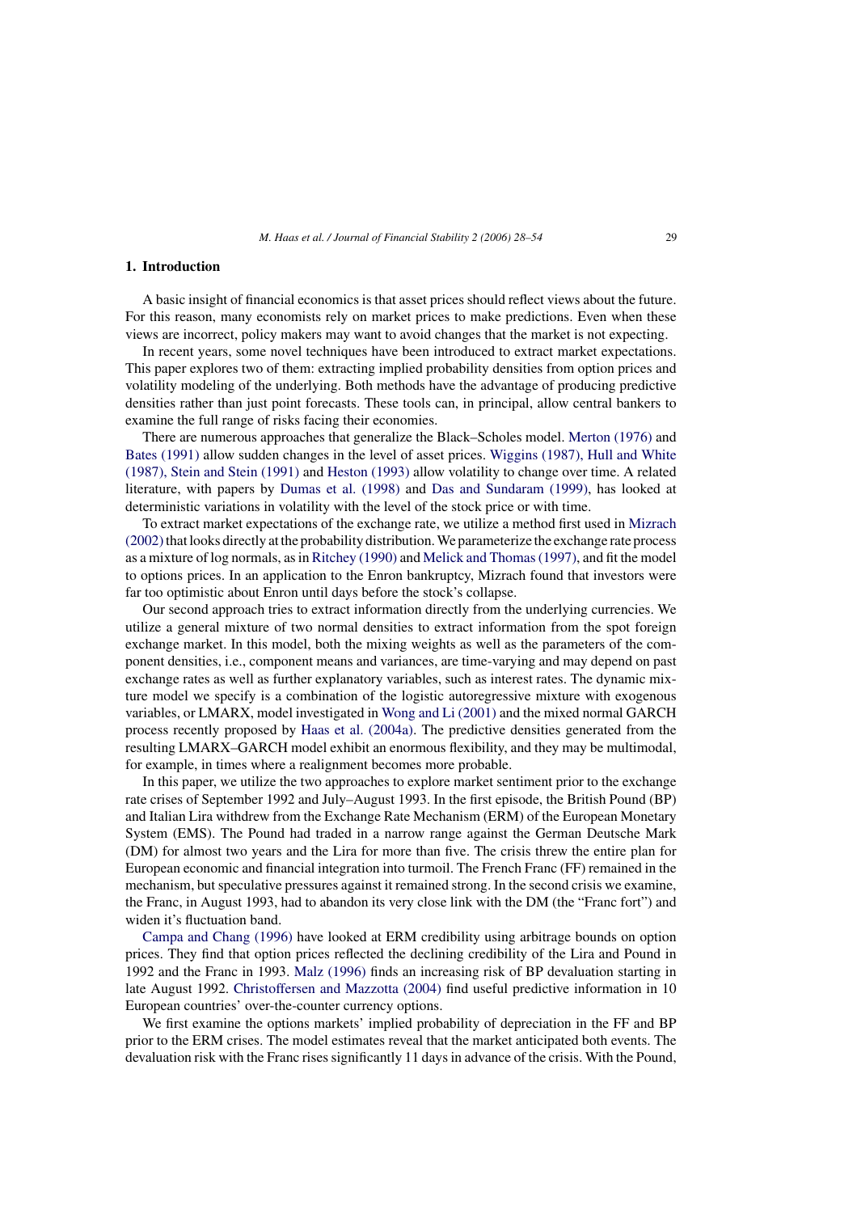## 1. Introduction

A basic insight of financial economics is that asset prices should reflect views about the future. For this reason, many economists rely on market prices to make predictions. Even when these views are incorrect, policy makers may want to avoid changes that the market is not expecting.

In recent years, some novel techniques have been introduced to extract market expectations. This paper explores two of them: extracting implied probability densities from option prices and volatility modeling of the underlying. Both methods have the advantage of producing predictive densities rather than just point forecasts. These tools can, in principal, allow central bankers to examine the full range of risks facing their economies.

There are numerous approaches that generalize the Black–Scholes model. Merton (1976) and Bates (1991) allow sudden changes in the level of asset prices. Wiggins (1987), Hull and White (1987), Stein and Stein (1991) and Heston (1993) allow volatility to change over time. A related literature, with papers by Dumas et al. (1998) and Das and Sundaram (1999), has looked at deterministic variations in volatility with the level of the stock price or with time.

To extract market expectations of the exchange rate, we utilize a method first used in Mizrach (2002) that looks directly at the probability distribution. We parameterize the exchange rate process as a mixture of log normals, as in Ritchey (1990) and Melick and Thomas (1997), and fit the model to options prices. In an application to the Enron bankruptcy, Mizrach found that investors were far too optimistic about Enron until days before the stock's collapse.

Our second approach tries to extract information directly from the underlying currencies. We utilize a general mixture of two normal densities to extract information from the spot foreign exchange market. In this model, both the mixing weights as well as the parameters of the component densities, i.e., component means and variances, are time-varying and may depend on past exchange rates as well as further explanatory variables, such as interest rates. The dynamic mixture model we specify is a combination of the logistic autoregressive mixture with exogenous variables, or LMARX, model investigated in Wong and Li (2001) and the mixed normal GARCH process recently proposed by Haas et al. (2004a). The predictive densities generated from the resulting LMARX–GARCH model exhibit an enormous flexibility, and they may be multimodal, for example, in times where a realignment becomes more probable.

In this paper, we utilize the two approaches to explore market sentiment prior to the exchange rate crises of September 1992 and July–August 1993. In the first episode, the British Pound (BP) and Italian Lira withdrew from the Exchange Rate Mechanism (ERM) of the European Monetary System (EMS). The Pound had traded in a narrow range against the German Deutsche Mark (DM) for almost two years and the Lira for more than five. The crisis threw the entire plan for European economic and financial integration into turmoil. The French Franc (FF) remained in the mechanism, but speculative pressures against it remained strong. In the second crisis we examine, the Franc, in August 1993, had to abandon its very close link with the DM (the "Franc fort") and widen it's fluctuation band.

Campa and Chang (1996) have looked at ERM credibility using arbitrage bounds on option prices. They find that option prices reflected the declining credibility of the Lira and Pound in 1992 and the Franc in 1993. Malz (1996) finds an increasing risk of BP devaluation starting in late August 1992. Christoffersen and Mazzotta (2004) find useful predictive information in 10 European countries' over-the-counter currency options.

We first examine the options markets' implied probability of depreciation in the FF and BP prior to the ERM crises. The model estimates reveal that the market anticipated both events. The devaluation risk with the Franc rises significantly 11 days in advance of the crisis. With the Pound,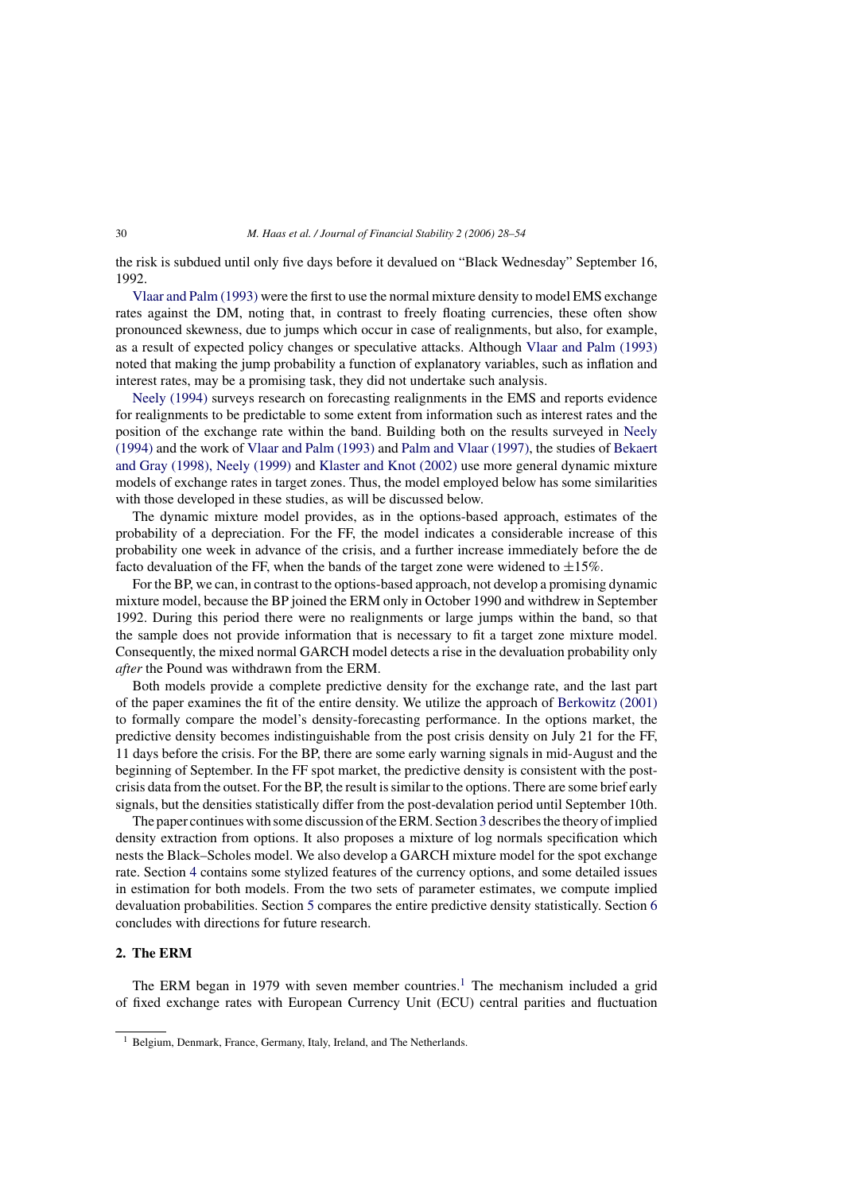the risk is subdued until only five days before it devalued on "Black Wednesday" September 16, 1992.

Vlaar and Palm (1993) were the first to use the normal mixture density to model EMS exchange rates against the DM, noting that, in contrast to freely floating currencies, these often show pronounced skewness, due to jumps which occur in case of realignments, but also, for example, as a result of expected policy changes or speculative attacks. Although Vlaar and Palm (1993) noted that making the jump probability a function of explanatory variables, such as inflation and interest rates, may be a promising task, they did not undertake such analysis.

Neely (1994) surveys research on forecasting realignments in the EMS and reports evidence for realignments to be predictable to some extent from information such as interest rates and the position of the exchange rate within the band. Building both on the results surveyed in Neely (1994) and the work of Vlaar and Palm (1993) and Palm and Vlaar (1997), the studies of Bekaert and Gray (1998), Neely (1999) and Klaster and Knot (2002) use more general dynamic mixture models of exchange rates in target zones. Thus, the model employed below has some similarities with those developed in these studies, as will be discussed below.

The dynamic mixture model provides, as in the options-based approach, estimates of the probability of a depreciation. For the FF, the model indicates a considerable increase of this probability one week in advance of the crisis, and a further increase immediately before the de facto devaluation of the FF, when the bands of the target zone were widened to ±15%.

For the BP, we can, in contrast to the options-based approach, not develop a promising dynamic mixture model, because the BP joined the ERM only in October 1990 and withdrew in September 1992. During this period there were no realignments or large jumps within the band, so that the sample does not provide information that is necessary to fit a target zone mixture model. Consequently, the mixed normal GARCH model detects a rise in the devaluation probability only *after* the Pound was withdrawn from the ERM.

Both models provide a complete predictive density for the exchange rate, and the last part of the paper examines the fit of the entire density. We utilize the approach of Berkowitz (2001) to formally compare the model's density-forecasting performance. In the options market, the predictive density becomes indistinguishable from the post crisis density on July 21 for the FF, 11 days before the crisis. For the BP, there are some early warning signals in mid-August and the beginning of September. In the FF spot market, the predictive density is consistent with the post-crisis data from the outset. For the BP, the result is similar to the options. There are some brief early signals, but the densities statistically differ from the post-devalation period until September 10th.

The paper continues with some discussion of the ERM. Section 3 describes the theory of implied density extraction from options. It also proposes a mixture of log normals specification which nests the Black–Scholes model. We also develop a GARCH mixture model for the spot exchange rate. Section 4 contains some stylized features of the currency options, and some detailed issues in estimation for both models. From the two sets of parameter estimates, we compute implied devaluation probabilities. Section 5 compares the entire predictive density statistically. Section 6 concludes with directions for future research.

## 2. The ERM

The ERM began in 1979 with seven member countries.[1] The mechanism included a grid of fixed exchange rates with European Currency Unit (ECU) central parities and fluctuation

[1] Belgium, Denmark, France, Germany, Italy, Ireland, and The Netherlands.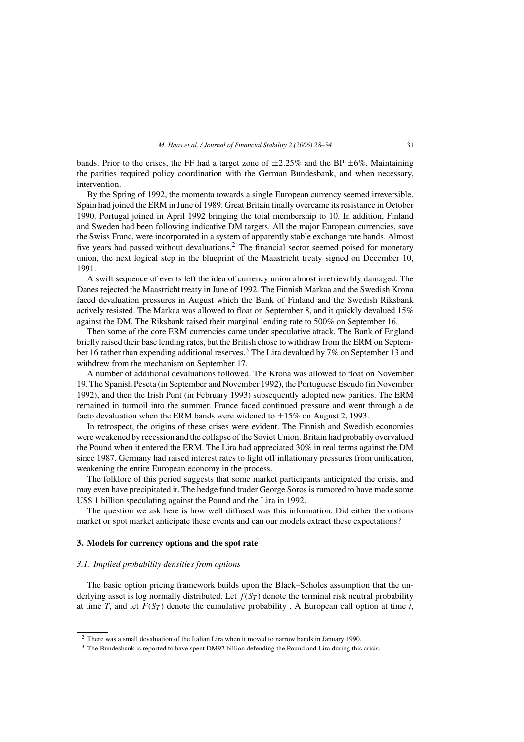bands. Prior to the crises, the FF had a target zone of $\pm 2.25\%$ and the BP $\pm 6\%$. Maintaining the parities required policy coordination with the German Bundesbank, and when necessary, intervention.

By the Spring of 1992, the momenta towards a single European currency seemed irreversible. Spain had joined the ERM in June of 1989. Great Britain finally overcame its resistance in October 1990. Portugal joined in April 1992 bringing the total membership to 10. In addition, Finland and Sweden had been following indicative DM targets. All the major European currencies, save the Swiss Franc, were incorporated in a system of apparently stable exchange rate bands. Almost five years had passed without devaluations.[2] The financial sector seemed poised for monetary union, the next logical step in the blueprint of the Maastricht treaty signed on December 10, 1991.

A swift sequence of events left the idea of currency union almost irretrievably damaged. The Danes rejected the Maastricht treaty in June of 1992. The Finnish Markaa and the Swedish Krona faced devaluation pressures in August which the Bank of Finland and the Swedish Riksbank actively resisted. The Markaa was allowed to float on September 8, and it quickly devalued 15% against the DM. The Riksbank raised their marginal lending rate to 500% on September 16.

Then some of the core ERM currencies came under speculative attack. The Bank of England briefly raised their base lending rates, but the British chose to withdraw from the ERM on September 16 rather than expending additional reserves.[3] The Lira devalued by 7% on September 13 and withdrew from the mechanism on September 17.

A number of additional devaluations followed. The Krona was allowed to float on November 19. The Spanish Peseta (in September and November 1992), the Portuguese Escudo (in November 1992), and then the Irish Punt (in February 1993) subsequently adopted new parities. The ERM remained in turmoil into the summer. France faced continued pressure and went through a de facto devaluation when the ERM bands were widened to $\pm 15\%$ on August 2, 1993.

In retrospect, the origins of these crises were evident. The Finnish and Swedish economies were weakened by recession and the collapse of the Soviet Union. Britain had probably overvalued the Pound when it entered the ERM. The Lira had appreciated 30% in real terms against the DM since 1987. Germany had raised interest rates to fight off inflationary pressures from unification, weakening the entire European economy in the process.

The folklore of this period suggests that some market participants anticipated the crisis, and may even have precipitated it. The hedge fund trader George Soros is rumored to have made some US$ 1 billion speculating against the Pound and the Lira in 1992.

The question we ask here is how well diffused was this information. Did either the options market or spot market anticipate these events and can our models extract these expectations?

## 3. Models for currency options and the spot rate

### 3.1. Implied probability densities from options

The basic option pricing framework builds upon the Black–Scholes assumption that the underlying asset is log normally distributed. Let $f(S_T)$ denote the terminal risk neutral probability at time $T$, and let $F(S_T)$ denote the cumulative probability . A European call option at time $t$,

[2] There was a small devaluation of the Italian Lira when it moved to narrow bands in January 1990.

[3] The Bundesbank is reported to have spent DM92 billion defending the Pound and Lira during this crisis.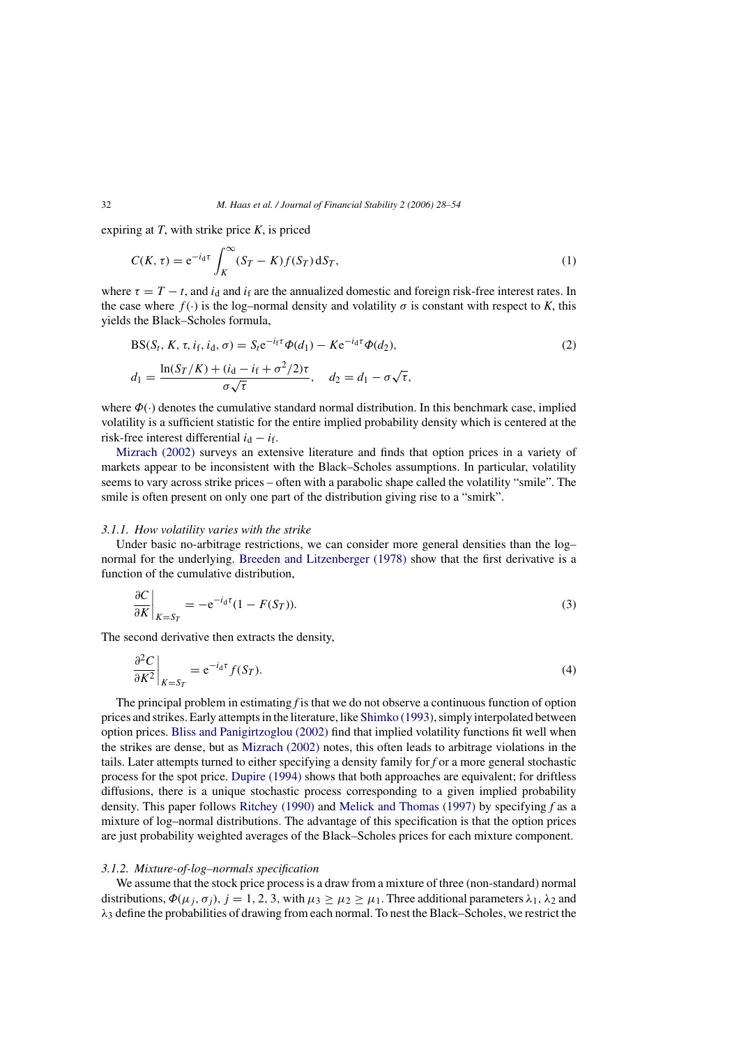expiring at $T$, with strike price $K$, is priced

$$C(K, \tau) = \mathrm{e}^{-i_{\mathrm{d}}\tau} \int_K^{\infty} (S_T - K) f(S_T)\, \mathrm{d}S_T, \tag{1}$$

where $\tau = T - t$, and $i_{\mathrm{d}}$ and $i_{\mathrm{f}}$ are the annualized domestic and foreign risk-free interest rates. In the case where $f(\cdot)$ is the log–normal density and volatility $\sigma$ is constant with respect to $K$, this yields the Black–Scholes formula,

$$\mathrm{BS}(S_t, K, \tau, i_{\mathrm{f}}, i_{\mathrm{d}}, \sigma) = S_t \mathrm{e}^{-i_{\mathrm{f}}\tau} \Phi(d_1) - K \mathrm{e}^{-i_{\mathrm{d}}\tau} \Phi(d_2), \tag{2}$$

$$d_1 = \frac{\ln(S_T/K) + (i_{\mathrm{d}} - i_{\mathrm{f}} + \sigma^2/2)\tau}{\sigma\sqrt{\tau}}, \quad d_2 = d_1 - \sigma\sqrt{\tau},$$

where $\Phi(\cdot)$ denotes the cumulative standard normal distribution. In this benchmark case, implied volatility is a sufficient statistic for the entire implied probability density which is centered at the risk-free interest differential $i_{\mathrm{d}} - i_{\mathrm{f}}$.

Mizrach (2002) surveys an extensive literature and finds that option prices in a variety of markets appear to be inconsistent with the Black–Scholes assumptions. In particular, volatility seems to vary across strike prices – often with a parabolic shape called the volatility "smile". The smile is often present on only one part of the distribution giving rise to a "smirk".

### 3.1.1. How volatility varies with the strike

Under basic no-arbitrage restrictions, we can consider more general densities than the log–normal for the underlying. Breeden and Litzenberger (1978) show that the first derivative is a function of the cumulative distribution,

$$\left.\frac{\partial C}{\partial K}\right|_{K=S_T} = -\mathrm{e}^{-i_{\mathrm{d}}\tau}(1 - F(S_T)). \tag{3}$$

The second derivative then extracts the density,

$$\left.\frac{\partial^2 C}{\partial K^2}\right|_{K=S_T} = \mathrm{e}^{-i_{\mathrm{d}}\tau} f(S_T). \tag{4}$$

The principal problem in estimating $f$ is that we do not observe a continuous function of option prices and strikes. Early attempts in the literature, like Shimko (1993), simply interpolated between option prices. Bliss and Panigirtzoglou (2002) find that implied volatility functions fit well when the strikes are dense, but as Mizrach (2002) notes, this often leads to arbitrage violations in the tails. Later attempts turned to either specifying a density family for $f$ or a more general stochastic process for the spot price. Dupire (1994) shows that both approaches are equivalent; for driftless diffusions, there is a unique stochastic process corresponding to a given implied probability density. This paper follows Ritchey (1990) and Melick and Thomas (1997) by specifying $f$ as a mixture of log–normal distributions. The advantage of this specification is that the option prices are just probability weighted averages of the Black–Scholes prices for each mixture component.

### 3.1.2. Mixture-of-log–normals specification

We assume that the stock price process is a draw from a mixture of three (non-standard) normal distributions, $\Phi(\mu_j, \sigma_j)$, $j = 1, 2, 3$, with $\mu_3 \geq \mu_2 \geq \mu_1$. Three additional parameters $\lambda_1$, $\lambda_2$ and $\lambda_3$ define the probabilities of drawing from each normal. To nest the Black–Scholes, we restrict the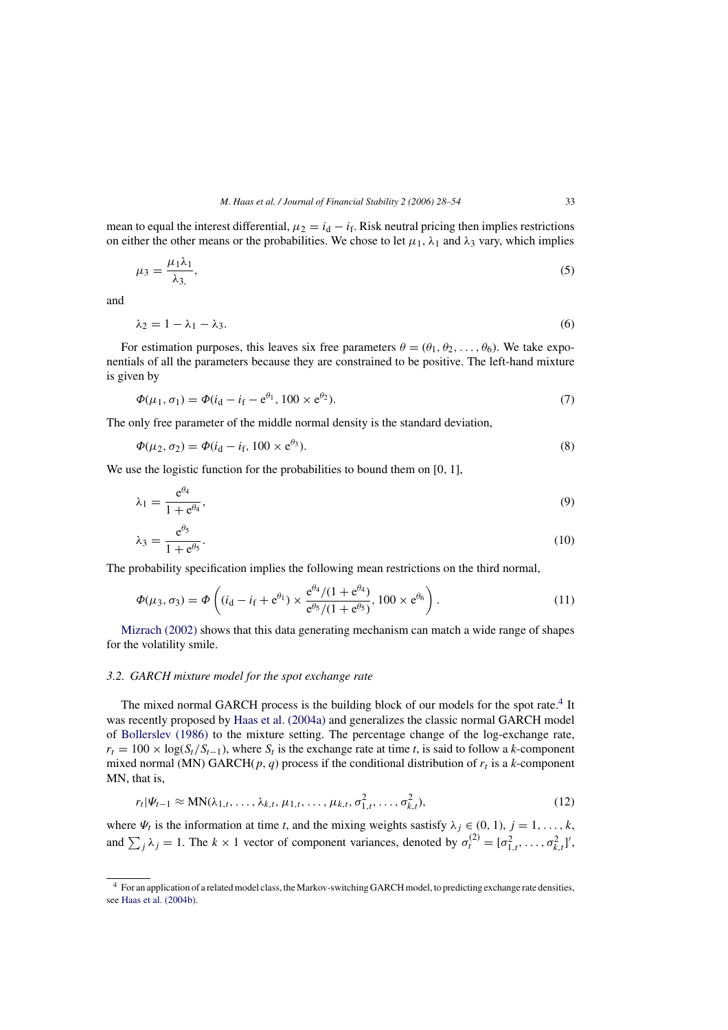mean to equal the interest differential, $\mu_2 = i_{\mathrm{d}} - i_{\mathrm{f}}$. Risk neutral pricing then implies restrictions on either the other means or the probabilities. We chose to let $\mu_1$, $\lambda_1$ and $\lambda_3$ vary, which implies

$$\mu_3 = \frac{\mu_1 \lambda_1}{\lambda_{3,}}, \tag{5}$$

and

$$\lambda_2 = 1 - \lambda_1 - \lambda_3. \tag{6}$$

For estimation purposes, this leaves six free parameters $\theta = (\theta_1, \theta_2, \ldots, \theta_6)$. We take exponentials of all the parameters because they are constrained to be positive. The left-hand mixture is given by

$$\Phi(\mu_1, \sigma_1) = \Phi(i_{\mathrm{d}} - i_{\mathrm{f}} - \mathrm{e}^{\theta_1}, 100 \times \mathrm{e}^{\theta_2}). \tag{7}$$

The only free parameter of the middle normal density is the standard deviation,

$$\Phi(\mu_2, \sigma_2) = \Phi(i_{\mathrm{d}} - i_{\mathrm{f}}, 100 \times \mathrm{e}^{\theta_3}). \tag{8}$$

We use the logistic function for the probabilities to bound them on [0, 1],

$$\lambda_1 = \frac{\mathrm{e}^{\theta_4}}{1 + \mathrm{e}^{\theta_4}}, \tag{9}$$

$$\lambda_3 = \frac{\mathrm{e}^{\theta_5}}{1 + \mathrm{e}^{\theta_5}}. \tag{10}$$

The probability specification implies the following mean restrictions on the third normal,

$$\Phi(\mu_3, \sigma_3) = \Phi\left((i_{\mathrm{d}} - i_{\mathrm{f}} + \mathrm{e}^{\theta_1}) \times \frac{\mathrm{e}^{\theta_4}/(1 + \mathrm{e}^{\theta_4})}{\mathrm{e}^{\theta_5}/(1 + \mathrm{e}^{\theta_5})}, 100 \times \mathrm{e}^{\theta_6}\right). \tag{11}$$

Mizrach (2002) shows that this data generating mechanism can match a wide range of shapes for the volatility smile.

### 3.2. GARCH mixture model for the spot exchange rate

The mixed normal GARCH process is the building block of our models for the spot rate.[4] It was recently proposed by Haas et al. (2004a) and generalizes the classic normal GARCH model of Bollerslev (1986) to the mixture setting. The percentage change of the log-exchange rate, $r_t = 100 \times \log(S_t/S_{t-1})$, where $S_t$ is the exchange rate at time $t$, is said to follow a $k$-component mixed normal (MN) GARCH($p$, $q$) process if the conditional distribution of $r_t$ is a $k$-component MN, that is,

$$r_t | \Psi_{t-1} \approx \mathrm{MN}(\lambda_{1,t}, \ldots, \lambda_{k,t}, \mu_{1,t}, \ldots, \mu_{k,t}, \sigma_{1,t}^2, \ldots, \sigma_{k,t}^2), \tag{12}$$

where $\Psi_t$ is the information at time $t$, and the mixing weights sastisfy $\lambda_j \in (0, 1)$, $j = 1, \ldots, k$, and $\sum_j \lambda_j = 1$. The $k \times 1$ vector of component variances, denoted by $\sigma_t^{(2)} = [\sigma_{1,t}^2, \ldots, \sigma_{k,t}^2]'$,

[4] For an application of a related model class, the Markov-switching GARCH model, to predicting exchange rate densities, see Haas et al. (2004b).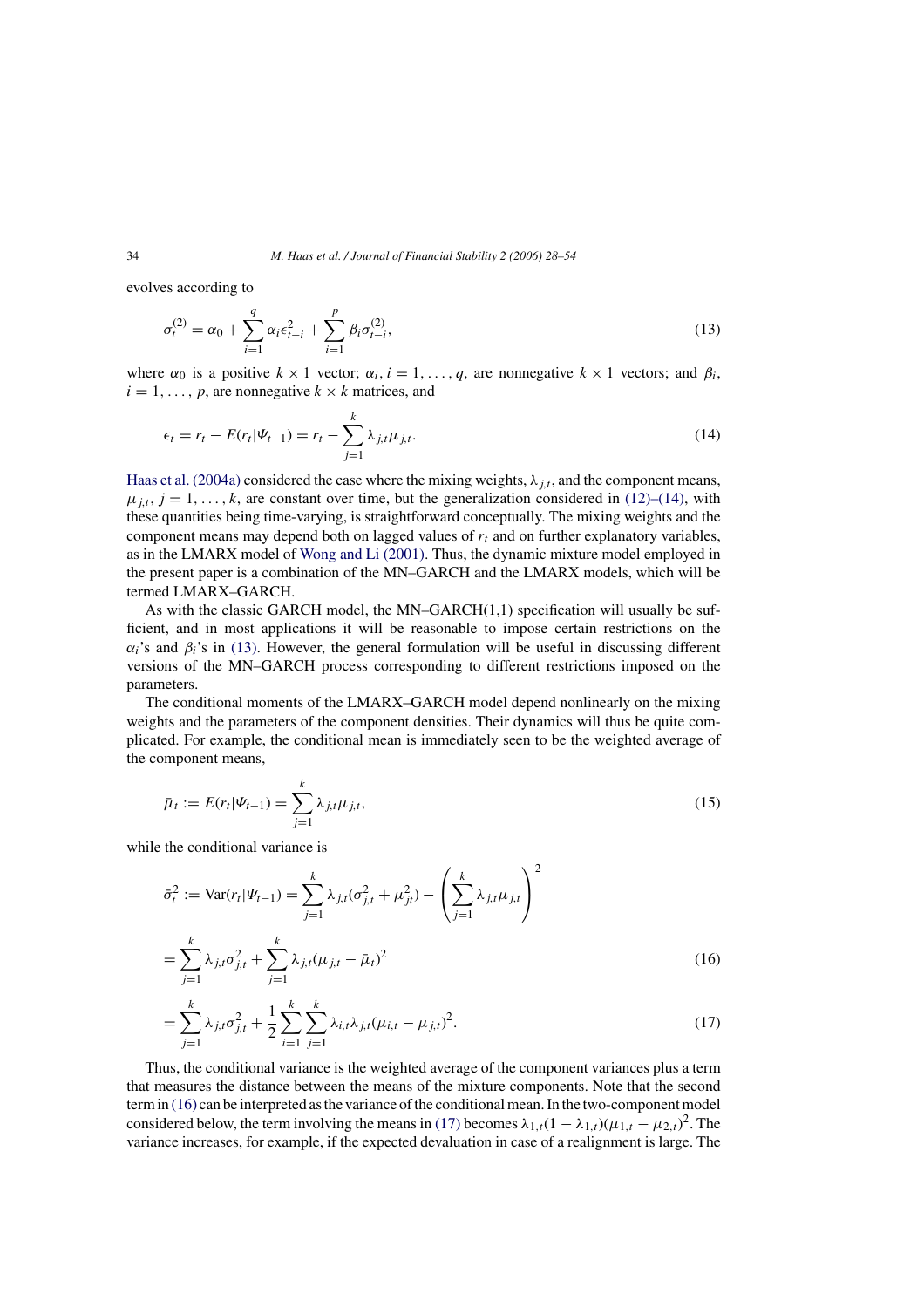evolves according to

$$\sigma_t^{(2)} = \alpha_0 + \sum_{i=1}^{q} \alpha_i \epsilon_{t-i}^2 + \sum_{i=1}^{p} \beta_i \sigma_{t-i}^{(2)}, \tag{13}$$

where $\alpha_0$ is a positive $k \times 1$ vector; $\alpha_i, i = 1, \ldots, q$, are nonnegative $k \times 1$ vectors; and $\beta_i$, $i = 1, \ldots, p$, are nonnegative $k \times k$ matrices, and

$$\epsilon_t = r_t - E(r_t|\Psi_{t-1}) = r_t - \sum_{j=1}^{k} \lambda_{j,t}\mu_{j,t}. \tag{14}$$

Haas et al. (2004a) considered the case where the mixing weights, $\lambda_{j,t}$, and the component means, $\mu_{j,t}$, $j = 1, \ldots, k$, are constant over time, but the generalization considered in (12)–(14), with these quantities being time-varying, is straightforward conceptually. The mixing weights and the component means may depend both on lagged values of $r_t$ and on further explanatory variables, as in the LMARX model of Wong and Li (2001). Thus, the dynamic mixture model employed in the present paper is a combination of the MN–GARCH and the LMARX models, which will be termed LMARX–GARCH.

As with the classic GARCH model, the MN–GARCH(1,1) specification will usually be sufficient, and in most applications it will be reasonable to impose certain restrictions on the $\alpha_i$'s and $\beta_i$'s in (13). However, the general formulation will be useful in discussing different versions of the MN–GARCH process corresponding to different restrictions imposed on the parameters.

The conditional moments of the LMARX–GARCH model depend nonlinearly on the mixing weights and the parameters of the component densities. Their dynamics will thus be quite complicated. For example, the conditional mean is immediately seen to be the weighted average of the component means,

$$\bar{\mu}_t := E(r_t|\Psi_{t-1}) = \sum_{j=1}^{k} \lambda_{j,t}\mu_{j,t}, \tag{15}$$

while the conditional variance is

$$\bar{\sigma}_t^2 := \text{Var}(r_t|\Psi_{t-1}) = \sum_{j=1}^{k} \lambda_{j,t}(\sigma_{j,t}^2 + \mu_{jt}^2) - \left(\sum_{j=1}^{k} \lambda_{j,t}\mu_{j,t}\right)^2$$

$$= \sum_{j=1}^{k} \lambda_{j,t}\sigma_{j,t}^2 + \sum_{j=1}^{k} \lambda_{j,t}(\mu_{j,t} - \bar{\mu}_t)^2 \tag{16}$$

$$= \sum_{j=1}^{k} \lambda_{j,t}\sigma_{j,t}^2 + \frac{1}{2}\sum_{i=1}^{k}\sum_{j=1}^{k} \lambda_{i,t}\lambda_{j,t}(\mu_{i,t} - \mu_{j,t})^2. \tag{17}$$

Thus, the conditional variance is the weighted average of the component variances plus a term that measures the distance between the means of the mixture components. Note that the second term in (16) can be interpreted as the variance of the conditional mean. In the two-component model considered below, the term involving the means in (17) becomes $\lambda_{1,t}(1 - \lambda_{1,t})(\mu_{1,t} - \mu_{2,t})^2$. The variance increases, for example, if the expected devaluation in case of a realignment is large. The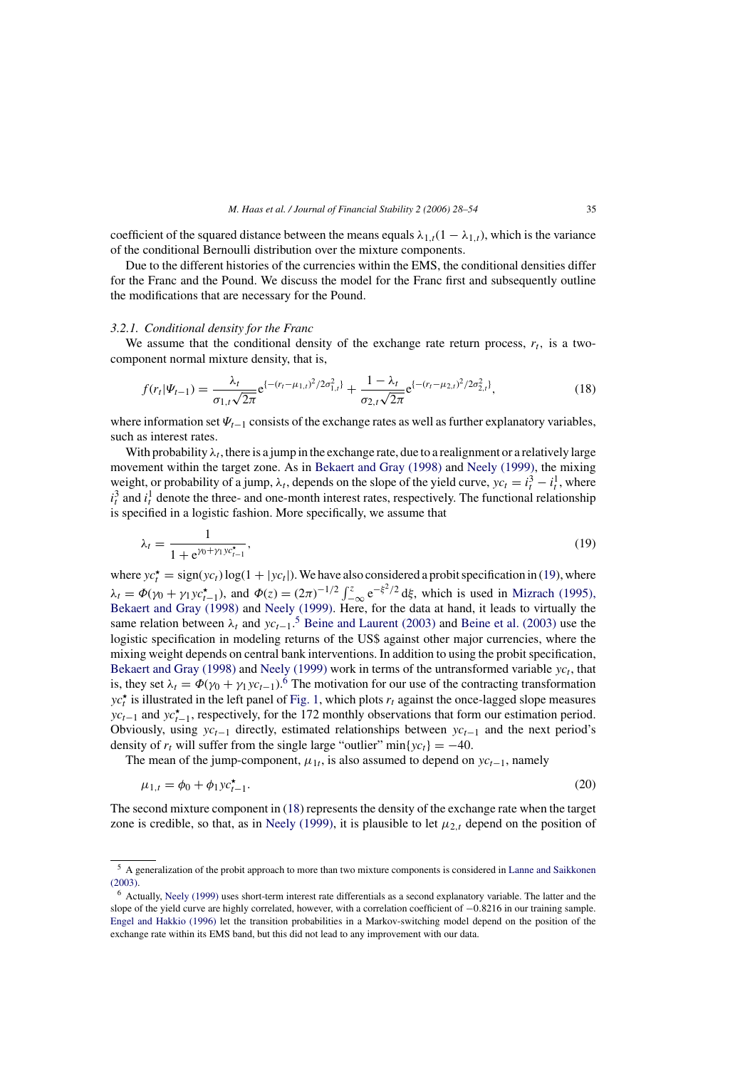coefficient of the squared distance between the means equals $\lambda_{1,t}(1-\lambda_{1,t})$, which is the variance of the conditional Bernoulli distribution over the mixture components.

Due to the different histories of the currencies within the EMS, the conditional densities differ for the Franc and the Pound. We discuss the model for the Franc first and subsequently outline the modifications that are necessary for the Pound.

### 3.2.1. Conditional density for the Franc

We assume that the conditional density of the exchange rate return process, $r_t$, is a two-component normal mixture density, that is,

$$f(r_t|\Psi_{t-1}) = \frac{\lambda_t}{\sigma_{1,t}\sqrt{2\pi}} \mathrm{e}^{\{-(r_t-\mu_{1,t})^2/2\sigma_{1,t}^2\}} + \frac{1-\lambda_t}{\sigma_{2,t}\sqrt{2\pi}} \mathrm{e}^{\{-(r_t-\mu_{2,t})^2/2\sigma_{2,t}^2\}}, \tag{18}$$

where information set $\Psi_{t-1}$ consists of the exchange rates as well as further explanatory variables, such as interest rates.

With probability $\lambda_t$, there is a jump in the exchange rate, due to a realignment or a relatively large movement within the target zone. As in Bekaert and Gray (1998) and Neely (1999), the mixing weight, or probability of a jump, $\lambda_t$, depends on the slope of the yield curve, $yc_t = i_t^3 - i_t^1$, where $i_t^3$ and $i_t^1$ denote the three- and one-month interest rates, respectively. The functional relationship is specified in a logistic fashion. More specifically, we assume that

$$\lambda_t = \frac{1}{1+\mathrm{e}^{\gamma_0+\gamma_1 yc_{t-1}^\star}}, \tag{19}$$

where $yc_t^\star = \mathrm{sign}(yc_t)\log(1+|yc_t|)$. We have also considered a probit specification in (19), where $\lambda_t = \Phi(\gamma_0+\gamma_1 yc_{t-1}^\star)$, and $\Phi(z) = (2\pi)^{-1/2}\int_{-\infty}^{z} \mathrm{e}^{-\xi^2/2}\,\mathrm{d}\xi$, which is used in Mizrach (1995), Bekaert and Gray (1998) and Neely (1999). Here, for the data at hand, it leads to virtually the same relation between $\lambda_t$ and $yc_{t-1}$.[5] Beine and Laurent (2003) and Beine et al. (2003) use the logistic specification in modeling returns of the US$ against other major currencies, where the mixing weight depends on central bank interventions. In addition to using the probit specification, Bekaert and Gray (1998) and Neely (1999) work in terms of the untransformed variable $yc_t$, that is, they set $\lambda_t = \Phi(\gamma_0+\gamma_1 yc_{t-1})$.[6] The motivation for our use of the contracting transformation $yc_t^\star$ is illustrated in the left panel of Fig. 1, which plots $r_t$ against the once-lagged slope measures $yc_{t-1}$ and $yc_{t-1}^\star$, respectively, for the 172 monthly observations that form our estimation period. Obviously, using $yc_{t-1}$ directly, estimated relationships between $yc_{t-1}$ and the next period's density of $r_t$ will suffer from the single large "outlier" $\min\{yc_t\} = -40$.

The mean of the jump-component, $\mu_{1t}$, is also assumed to depend on $yc_{t-1}$, namely

$$\mu_{1,t} = \phi_0 + \phi_1 yc_{t-1}^\star. \tag{20}$$

The second mixture component in (18) represents the density of the exchange rate when the target zone is credible, so that, as in Neely (1999), it is plausible to let $\mu_{2,t}$ depend on the position of

---

[5] A generalization of the probit approach to more than two mixture components is considered in Lanne and Saikkonen (2003).

[6] Actually, Neely (1999) uses short-term interest rate differentials as a second explanatory variable. The latter and the slope of the yield curve are highly correlated, however, with a correlation coefficient of −0.8216 in our training sample. Engel and Hakkio (1996) let the transition probabilities in a Markov-switching model depend on the position of the exchange rate within its EMS band, but this did not lead to any improvement with our data.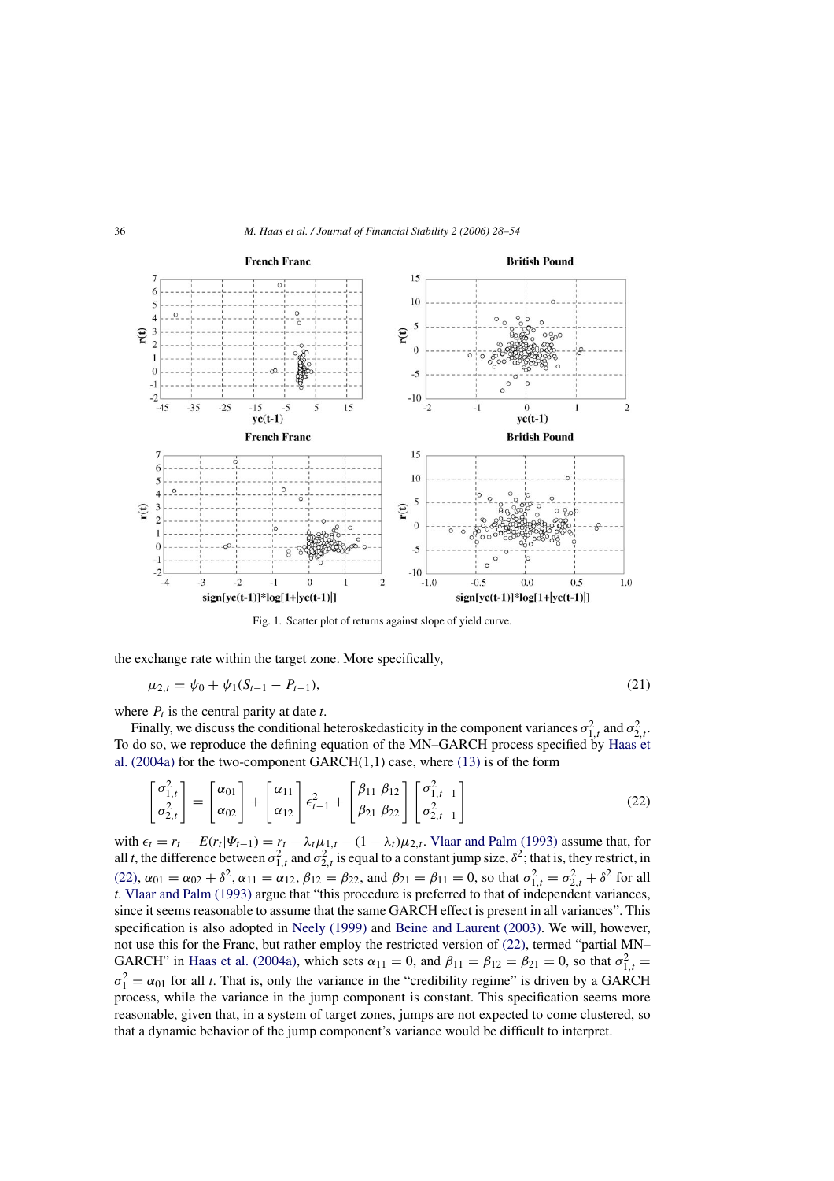Fig. 1. Scatter plot of returns against slope of yield curve.

the exchange rate within the target zone. More specifically,

$$\mu_{2,t} = \psi_0 + \psi_1(S_{t-1} - P_{t-1}), \tag{21}$$

where $P_t$ is the central parity at date $t$.

Finally, we discuss the conditional heteroskedasticity in the component variances $\sigma_{1,t}^2$ and $\sigma_{2,t}^2$. To do so, we reproduce the defining equation of the MN–GARCH process specified by Haas et al. (2004a) for the two-component GARCH(1,1) case, where (13) is of the form

$$\begin{bmatrix} \sigma_{1,t}^2 \\ \sigma_{2,t}^2 \end{bmatrix} = \begin{bmatrix} \alpha_{01} \\ \alpha_{02} \end{bmatrix} + \begin{bmatrix} \alpha_{11} \\ \alpha_{12} \end{bmatrix} \epsilon_{t-1}^2 + \begin{bmatrix} \beta_{11} & \beta_{12} \\ \beta_{21} & \beta_{22} \end{bmatrix} \begin{bmatrix} \sigma_{1,t-1}^2 \\ \sigma_{2,t-1}^2 \end{bmatrix} \tag{22}$$

with $\epsilon_t = r_t - E(r_t|\Psi_{t-1}) = r_t - \lambda_t\mu_{1,t} - (1 - \lambda_t)\mu_{2,t}$. Vlaar and Palm (1993) assume that, for all $t$, the difference between $\sigma_{1,t}^2$ and $\sigma_{2,t}^2$ is equal to a constant jump size, $\delta^2$; that is, they restrict, in (22), $\alpha_{01} = \alpha_{02} + \delta^2$, $\alpha_{11} = \alpha_{12}$, $\beta_{12} = \beta_{22}$, and $\beta_{21} = \beta_{11} = 0$, so that $\sigma_{1,t}^2 = \sigma_{2,t}^2 + \delta^2$ for all $t$. Vlaar and Palm (1993) argue that "this procedure is preferred to that of independent variances, since it seems reasonable to assume that the same GARCH effect is present in all variances". This specification is also adopted in Neely (1999) and Beine and Laurent (2003). We will, however, not use this for the Franc, but rather employ the restricted version of (22), termed "partial MN–GARCH" in Haas et al. (2004a), which sets $\alpha_{11} = 0$, and $\beta_{11} = \beta_{12} = \beta_{21} = 0$, so that $\sigma_{1,t}^2 = \sigma_1^2 = \alpha_{01}$ for all $t$. That is, only the variance in the "credibility regime" is driven by a GARCH process, while the variance in the jump component is constant. This specification seems more reasonable, given that, in a system of target zones, jumps are not expected to come clustered, so that a dynamic behavior of the jump component's variance would be difficult to interpret.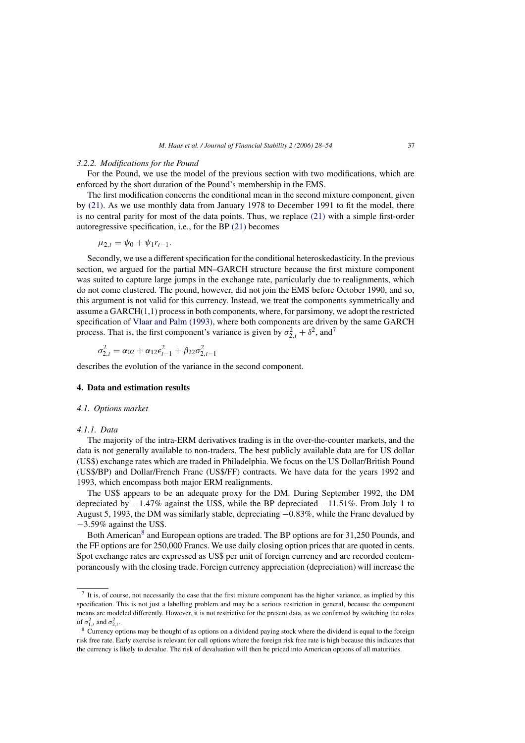### 3.2.2. Modifications for the Pound

For the Pound, we use the model of the previous section with two modifications, which are enforced by the short duration of the Pound's membership in the EMS.

The first modification concerns the conditional mean in the second mixture component, given by (21). As we use monthly data from January 1978 to December 1991 to fit the model, there is no central parity for most of the data points. Thus, we replace (21) with a simple first-order autoregressive specification, i.e., for the BP (21) becomes

$$\mu_{2,t} = \psi_0 + \psi_1 r_{t-1}.$$

Secondly, we use a different specification for the conditional heteroskedasticity. In the previous section, we argued for the partial MN–GARCH structure because the first mixture component was suited to capture large jumps in the exchange rate, particularly due to realignments, which do not come clustered. The pound, however, did not join the EMS before October 1990, and so, this argument is not valid for this currency. Instead, we treat the components symmetrically and assume a GARCH(1,1) process in both components, where, for parsimony, we adopt the restricted specification of Vlaar and Palm (1993), where both components are driven by the same GARCH process. That is, the first component's variance is given by $\sigma_{2,t}^2 + \delta^2$, and[7]

$$\sigma_{2,t}^2 = \alpha_{02} + \alpha_{12}\epsilon_{t-1}^2 + \beta_{22}\sigma_{2,t-1}^2$$

describes the evolution of the variance in the second component.

## 4. Data and estimation results

### 4.1. Options market

#### 4.1.1. Data

The majority of the intra-ERM derivatives trading is in the over-the-counter markets, and the data is not generally available to non-traders. The best publicly available data are for US dollar (US$) exchange rates which are traded in Philadelphia. We focus on the US Dollar/British Pound (US$/BP) and Dollar/French Franc (US$/FF) contracts. We have data for the years 1992 and 1993, which encompass both major ERM realignments.

The US$ appears to be an adequate proxy for the DM. During September 1992, the DM depreciated by −1.47% against the US$, while the BP depreciated −11.51%. From July 1 to August 5, 1993, the DM was similarly stable, depreciating −0.83%, while the Franc devalued by −3.59% against the US$.

Both American[8] and European options are traded. The BP options are for 31,250 Pounds, and the FF options are for 250,000 Francs. We use daily closing option prices that are quoted in cents. Spot exchange rates are expressed as US$ per unit of foreign currency and are recorded contemporaneously with the closing trade. Foreign currency appreciation (depreciation) will increase the

---

[7] It is, of course, not necessarily the case that the first mixture component has the higher variance, as implied by this specification. This is not just a labelling problem and may be a serious restriction in general, because the component means are modeled differently. However, it is not restrictive for the present data, as we confirmed by switching the roles of $\sigma_{1,t}^2$ and $\sigma_{2,t}^2$.

[8] Currency options may be thought of as options on a dividend paying stock where the dividend is equal to the foreign risk free rate. Early exercise is relevant for call options where the foreign risk free rate is high because this indicates that the currency is likely to devalue. The risk of devaluation will then be priced into American options of all maturities.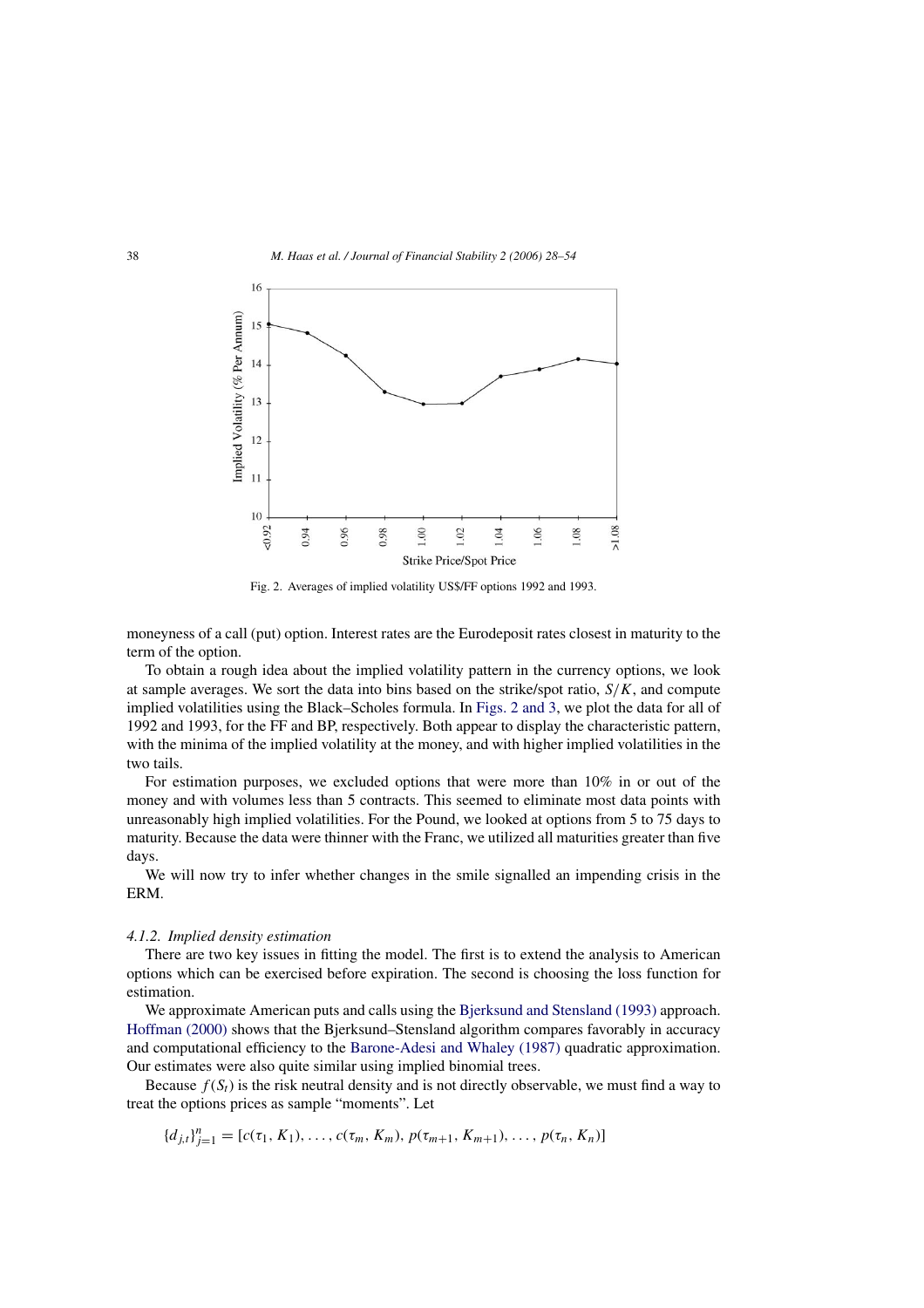Fig. 2. Averages of implied volatility US$/FF options 1992 and 1993.

moneyness of a call (put) option. Interest rates are the Eurodeposit rates closest in maturity to the term of the option.

To obtain a rough idea about the implied volatility pattern in the currency options, we look at sample averages. We sort the data into bins based on the strike/spot ratio, $S/K$, and compute implied volatilities using the Black–Scholes formula. In Figs. 2 and 3, we plot the data for all of 1992 and 1993, for the FF and BP, respectively. Both appear to display the characteristic pattern, with the minima of the implied volatility at the money, and with higher implied volatilities in the two tails.

For estimation purposes, we excluded options that were more than 10% in or out of the money and with volumes less than 5 contracts. This seemed to eliminate most data points with unreasonably high implied volatilities. For the Pound, we looked at options from 5 to 75 days to maturity. Because the data were thinner with the Franc, we utilized all maturities greater than five days.

We will now try to infer whether changes in the smile signalled an impending crisis in the ERM.

*4.1.2. Implied density estimation*

There are two key issues in fitting the model. The first is to extend the analysis to American options which can be exercised before expiration. The second is choosing the loss function for estimation.

We approximate American puts and calls using the Bjerksund and Stensland (1993) approach. Hoffman (2000) shows that the Bjerksund–Stensland algorithm compares favorably in accuracy and computational efficiency to the Barone-Adesi and Whaley (1987) quadratic approximation. Our estimates were also quite similar using implied binomial trees.

Because $f(S_t)$ is the risk neutral density and is not directly observable, we must find a way to treat the options prices as sample "moments". Let

$$\{d_{j,t}\}_{j=1}^{n} = [c(\tau_1, K_1), \ldots, c(\tau_m, K_m), p(\tau_{m+1}, K_{m+1}), \ldots, p(\tau_n, K_n)]$$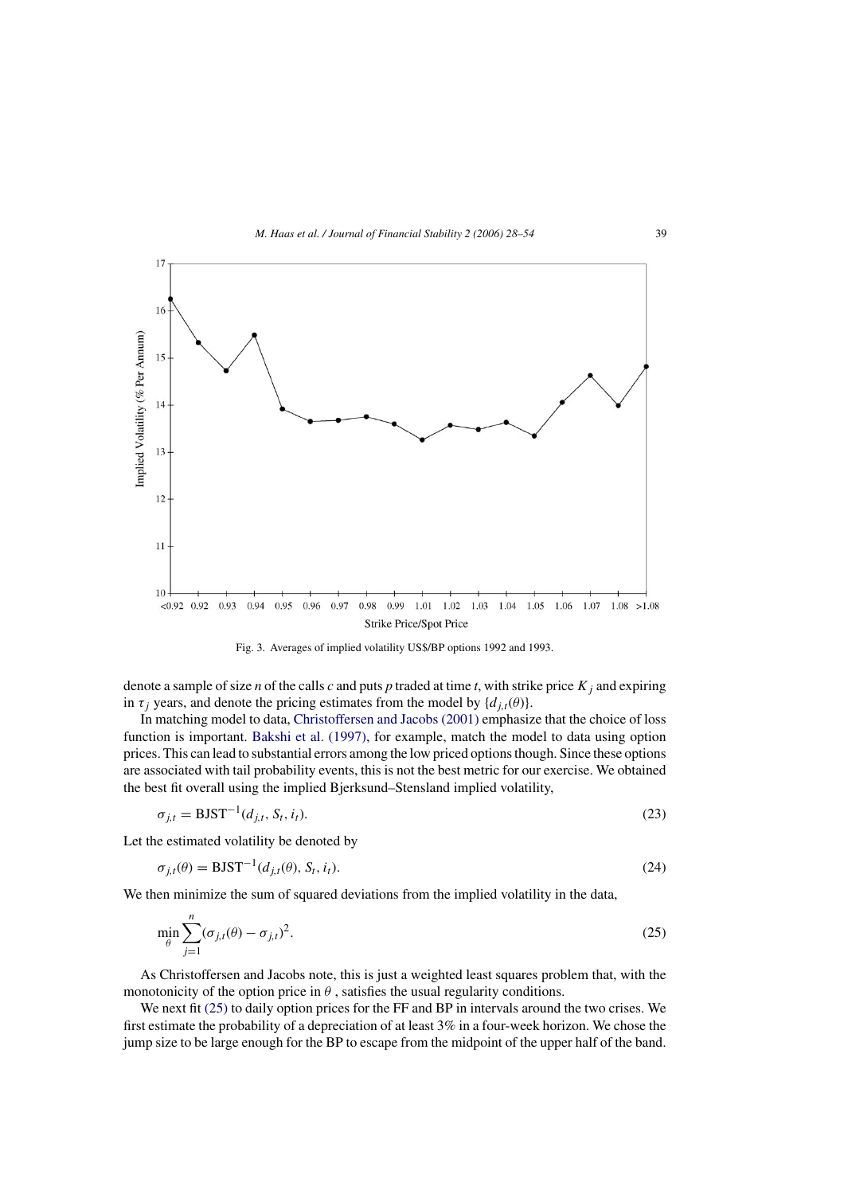Fig. 3. Averages of implied volatility US$/BP options 1992 and 1993.

denote a sample of size $n$ of the calls $c$ and puts $p$ traded at time $t$, with strike price $K_j$ and expiring in $\tau_j$ years, and denote the pricing estimates from the model by $\{d_{j,t}(\theta)\}$.

In matching model to data, Christoffersen and Jacobs (2001) emphasize that the choice of loss function is important. Bakshi et al. (1997), for example, match the model to data using option prices. This can lead to substantial errors among the low priced options though. Since these options are associated with tail probability events, this is not the best metric for our exercise. We obtained the best fit overall using the implied Bjerksund–Stensland implied volatility,

$$\sigma_{j,t} = \text{BJST}^{-1}(d_{j,t}, S_t, i_t). \tag{23}$$

Let the estimated volatility be denoted by

$$\sigma_{j,t}(\theta) = \text{BJST}^{-1}(d_{j,t}(\theta), S_t, i_t). \tag{24}$$

We then minimize the sum of squared deviations from the implied volatility in the data,

$$\min_{\theta} \sum_{j=1}^{n} (\sigma_{j,t}(\theta) - \sigma_{j,t})^2. \tag{25}$$

As Christoffersen and Jacobs note, this is just a weighted least squares problem that, with the monotonicity of the option price in $\theta$, satisfies the usual regularity conditions.

We next fit (25) to daily option prices for the FF and BP in intervals around the two crises. We first estimate the probability of a depreciation of at least 3% in a four-week horizon. We chose the jump size to be large enough for the BP to escape from the midpoint of the upper half of the band.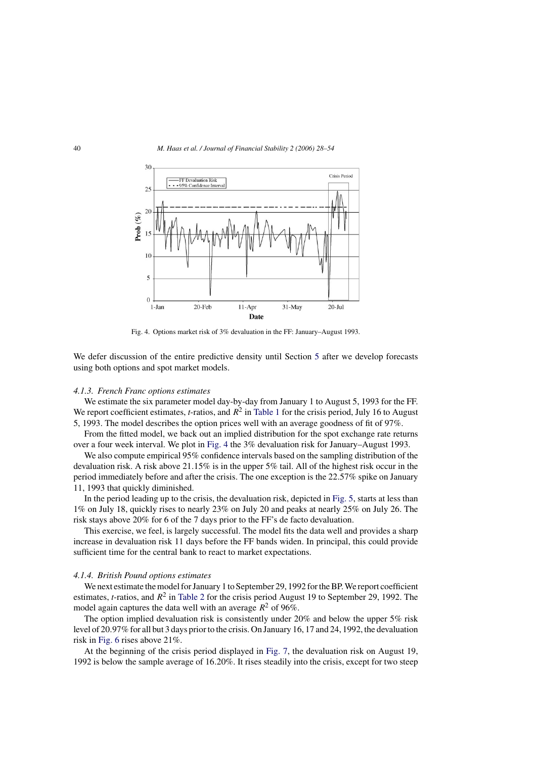Fig. 4. Options market risk of 3% devaluation in the FF: January–August 1993.

We defer discussion of the entire predictive density until Section 5 after we develop forecasts using both options and spot market models.

#### 4.1.3. French Franc options estimates

We estimate the six parameter model day-by-day from January 1 to August 5, 1993 for the FF. We report coefficient estimates, *t*-ratios, and $R^2$ in Table 1 for the crisis period, July 16 to August 5, 1993. The model describes the option prices well with an average goodness of fit of 97%.

From the fitted model, we back out an implied distribution for the spot exchange rate returns over a four week interval. We plot in Fig. 4 the 3% devaluation risk for January–August 1993.

We also compute empirical 95% confidence intervals based on the sampling distribution of the devaluation risk. A risk above 21.15% is in the upper 5% tail. All of the highest risk occur in the period immediately before and after the crisis. The one exception is the 22.57% spike on January 11, 1993 that quickly diminished.

In the period leading up to the crisis, the devaluation risk, depicted in Fig. 5, starts at less than 1% on July 18, quickly rises to nearly 23% on July 20 and peaks at nearly 25% on July 26. The risk stays above 20% for 6 of the 7 days prior to the FF's de facto devaluation.

This exercise, we feel, is largely successful. The model fits the data well and provides a sharp increase in devaluation risk 11 days before the FF bands widen. In principal, this could provide sufficient time for the central bank to react to market expectations.

#### 4.1.4. British Pound options estimates

We next estimate the model for January 1 to September 29, 1992 for the BP. We report coefficient estimates, *t*-ratios, and $R^2$ in Table 2 for the crisis period August 19 to September 29, 1992. The model again captures the data well with an average $R^2$ of 96%.

The option implied devaluation risk is consistently under 20% and below the upper 5% risk level of 20.97% for all but 3 days prior to the crisis. On January 16, 17 and 24, 1992, the devaluation risk in Fig. 6 rises above 21%.

At the beginning of the crisis period displayed in Fig. 7, the devaluation risk on August 19, 1992 is below the sample average of 16.20%. It rises steadily into the crisis, except for two steep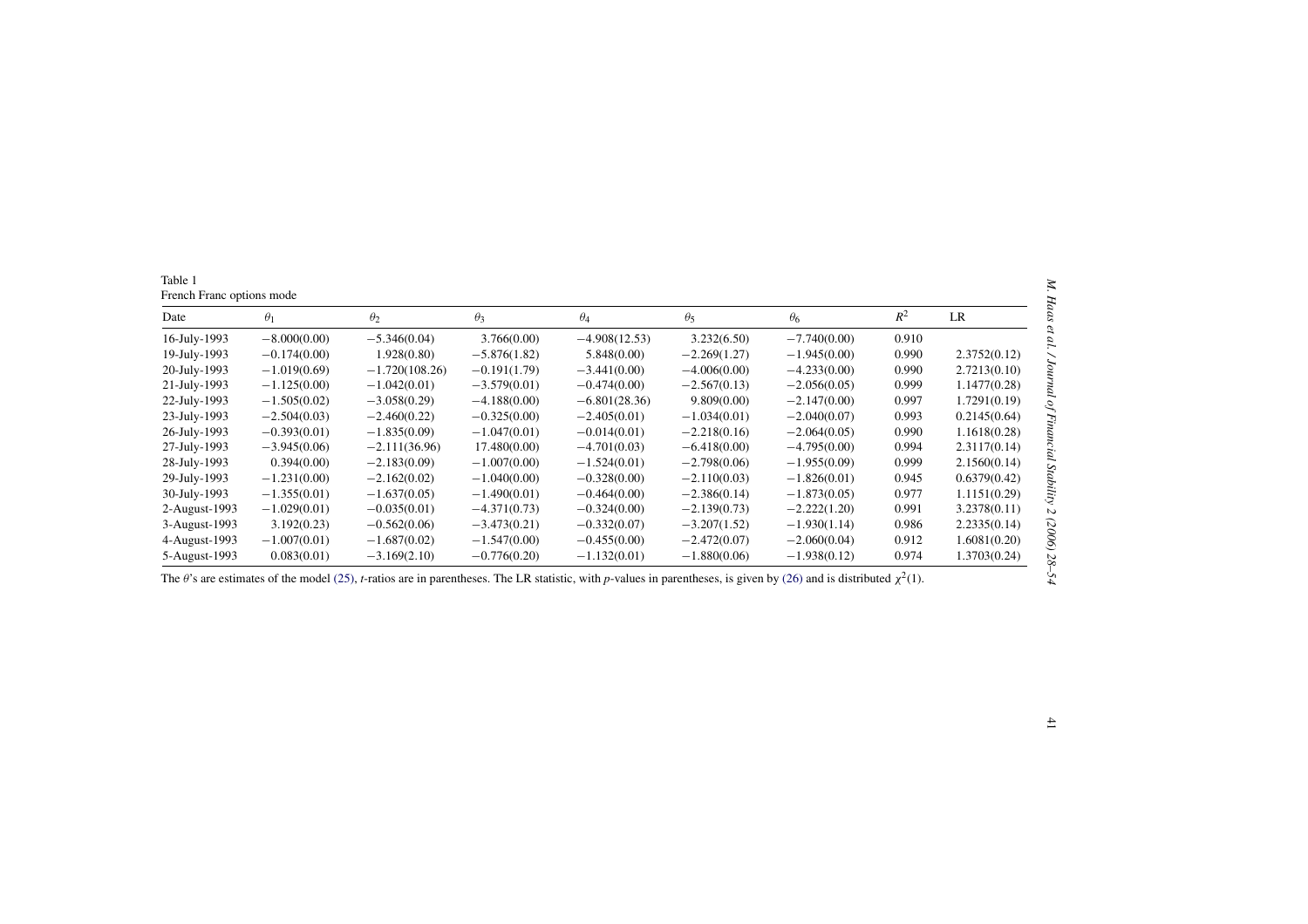Table 1
French Franc options mode

| Date | $\theta_1$ | $\theta_2$ | $\theta_3$ | $\theta_4$ | $\theta_5$ | $\theta_6$ | $R^2$ | LR |
|---|---|---|---|---|---|---|---|---|
| 16-July-1993 | −8.000(0.00) | −5.346(0.04) | 3.766(0.00) | −4.908(12.53) | 3.232(6.50) | −7.740(0.00) | 0.910 | |
| 19-July-1993 | −0.174(0.00) | 1.928(0.80) | −5.876(1.82) | 5.848(0.00) | −2.269(1.27) | −1.945(0.00) | 0.990 | 2.3752(0.12) |
| 20-July-1993 | −1.019(0.69) | −1.720(108.26) | −0.191(1.79) | −3.441(0.00) | −4.006(0.00) | −4.233(0.00) | 0.990 | 2.7213(0.10) |
| 21-July-1993 | −1.125(0.00) | −1.042(0.01) | −3.579(0.01) | −0.474(0.00) | −2.567(0.13) | −2.056(0.05) | 0.999 | 1.1477(0.28) |
| 22-July-1993 | −1.505(0.02) | −3.058(0.29) | −4.188(0.00) | −6.801(28.36) | 9.809(0.00) | −2.147(0.00) | 0.997 | 1.7291(0.19) |
| 23-July-1993 | −2.504(0.03) | −2.460(0.22) | −0.325(0.00) | −2.405(0.01) | −1.034(0.01) | −2.040(0.07) | 0.993 | 0.2145(0.64) |
| 26-July-1993 | −0.393(0.01) | −1.835(0.09) | −1.047(0.01) | −0.014(0.01) | −2.218(0.16) | −2.064(0.05) | 0.990 | 1.1618(0.28) |
| 27-July-1993 | −3.945(0.06) | −2.111(36.96) | 17.480(0.00) | −4.701(0.03) | −6.418(0.00) | −4.795(0.00) | 0.994 | 2.3117(0.14) |
| 28-July-1993 | 0.394(0.00) | −2.183(0.09) | −1.007(0.00) | −1.524(0.01) | −2.798(0.06) | −1.955(0.09) | 0.999 | 2.1560(0.14) |
| 29-July-1993 | −1.231(0.00) | −2.162(0.02) | −1.040(0.00) | −0.328(0.00) | −2.110(0.03) | −1.826(0.01) | 0.945 | 0.6379(0.42) |
| 30-July-1993 | −1.355(0.01) | −1.637(0.05) | −1.490(0.01) | −0.464(0.00) | −2.386(0.14) | −1.873(0.05) | 0.977 | 1.1151(0.29) |
| 2-August-1993 | −1.029(0.01) | −0.035(0.01) | −4.371(0.73) | −0.324(0.00) | −2.139(0.73) | −2.222(1.20) | 0.991 | 3.2378(0.11) |
| 3-August-1993 | 3.192(0.23) | −0.562(0.06) | −3.473(0.21) | −0.332(0.07) | −3.207(1.52) | −1.930(1.14) | 0.986 | 2.2335(0.14) |
| 4-August-1993 | −1.007(0.01) | −1.687(0.02) | −1.547(0.00) | −0.455(0.00) | −2.472(0.07) | −2.060(0.04) | 0.912 | 1.6081(0.20) |
| 5-August-1993 | 0.083(0.01) | −3.169(2.10) | −0.776(0.20) | −1.132(0.01) | −1.880(0.06) | −1.938(0.12) | 0.974 | 1.3703(0.24) |

The $\theta$'s are estimates of the model (25), $t$-ratios are in parentheses. The LR statistic, with $p$-values in parentheses, is given by (26) and is distributed $\chi^2(1)$.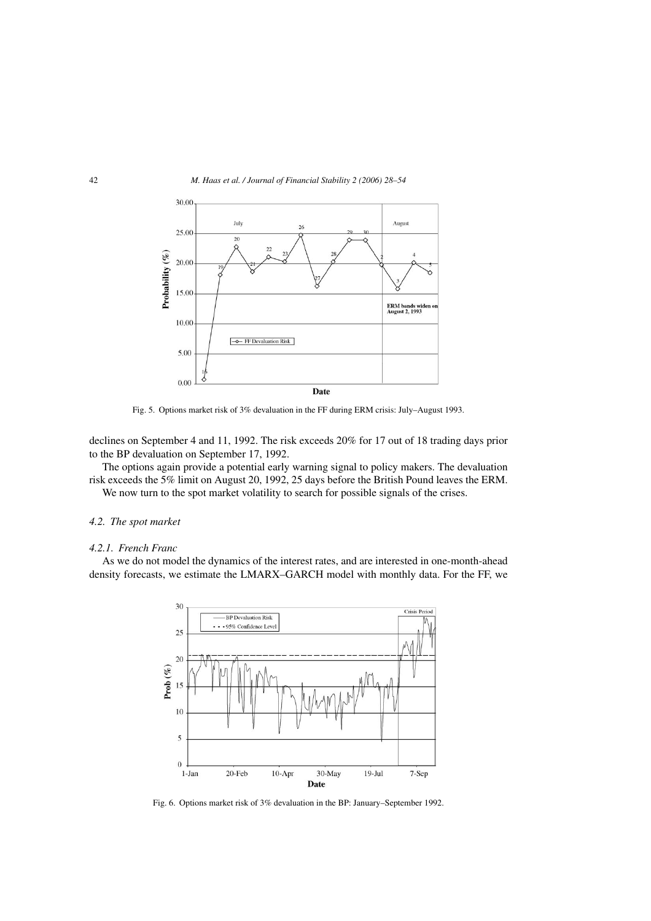Fig. 5. Options market risk of 3% devaluation in the FF during ERM crisis: July–August 1993.

declines on September 4 and 11, 1992. The risk exceeds 20% for 17 out of 18 trading days prior to the BP devaluation on September 17, 1992.

The options again provide a potential early warning signal to policy makers. The devaluation risk exceeds the 5% limit on August 20, 1992, 25 days before the British Pound leaves the ERM.

We now turn to the spot market volatility to search for possible signals of the crises.

### 4.2. The spot market

#### 4.2.1. French Franc

As we do not model the dynamics of the interest rates, and are interested in one-month-ahead density forecasts, we estimate the LMARX–GARCH model with monthly data. For the FF, we

Fig. 6. Options market risk of 3% devaluation in the BP: January–September 1992.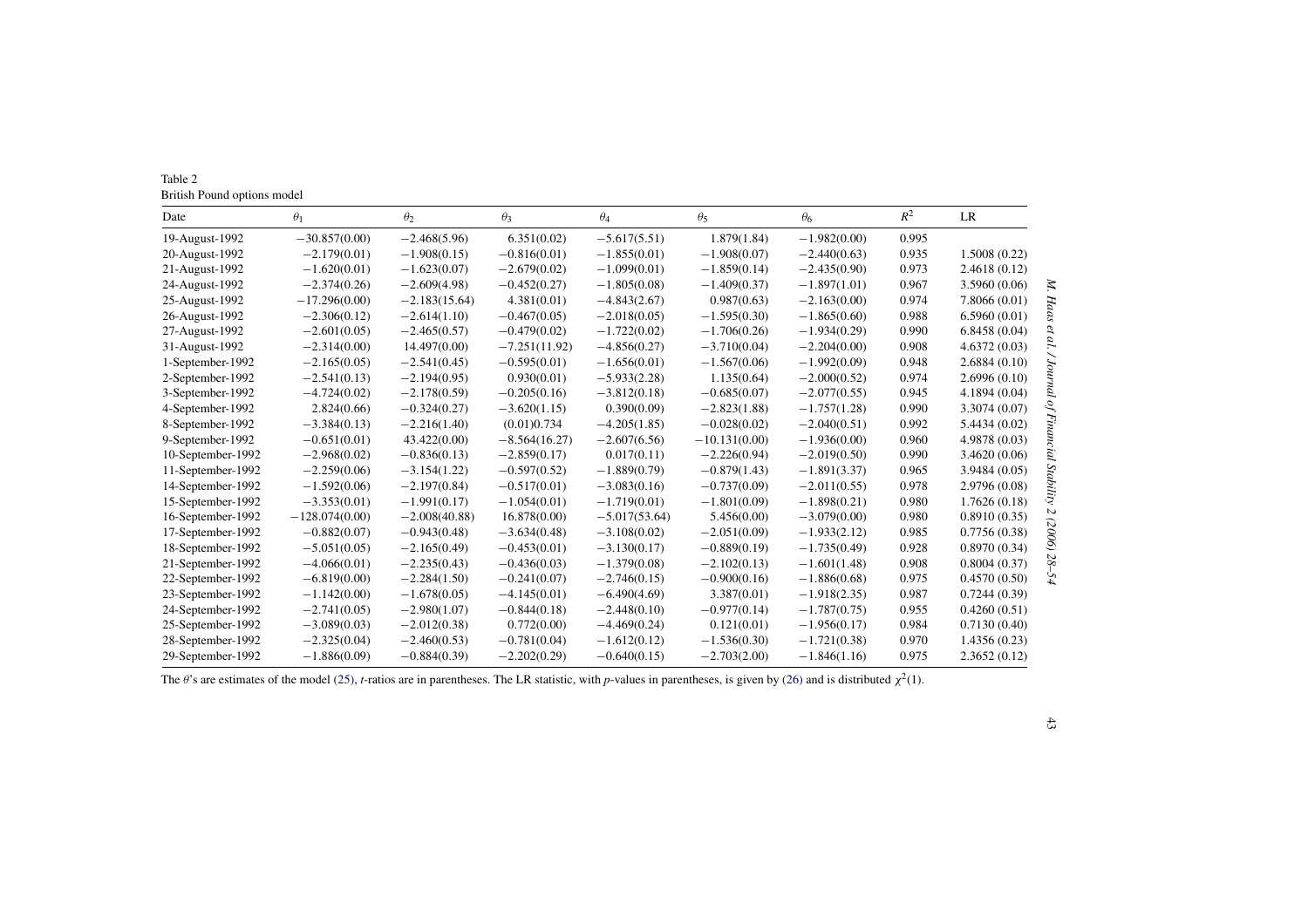Table 2
British Pound options model

| Date | $\theta_1$ | $\theta_2$ | $\theta_3$ | $\theta_4$ | $\theta_5$ | $\theta_6$ | $R^2$ | LR |
|---|---|---|---|---|---|---|---|---|
| 19-August-1992 | −30.857(0.00) | −2.468(5.96) | 6.351(0.02) | −5.617(5.51) | 1.879(1.84) | −1.982(0.00) | 0.995 | |
| 20-August-1992 | −2.179(0.01) | −1.908(0.15) | −0.816(0.01) | −1.855(0.01) | −1.908(0.07) | −2.440(0.63) | 0.935 | 1.5008 (0.22) |
| 21-August-1992 | −1.620(0.01) | −1.623(0.07) | −2.679(0.02) | −1.099(0.01) | −1.859(0.14) | −2.435(0.90) | 0.973 | 2.4618 (0.12) |
| 24-August-1992 | −2.374(0.26) | −2.609(4.98) | −0.452(0.27) | −1.805(0.08) | −1.409(0.37) | −1.897(1.01) | 0.967 | 3.5960 (0.06) |
| 25-August-1992 | −17.296(0.00) | −2.183(15.64) | 4.381(0.01) | −4.843(2.67) | 0.987(0.63) | −2.163(0.00) | 0.974 | 7.8066 (0.01) |
| 26-August-1992 | −2.306(0.12) | −2.614(1.10) | −0.467(0.05) | −2.018(0.05) | −1.595(0.30) | −1.865(0.60) | 0.988 | 6.5960 (0.01) |
| 27-August-1992 | −2.601(0.05) | −2.465(0.57) | −0.479(0.02) | −1.722(0.02) | −1.706(0.26) | −1.934(0.29) | 0.990 | 6.8458 (0.04) |
| 31-August-1992 | −2.314(0.00) | 14.497(0.00) | −7.251(11.92) | −4.856(0.27) | −3.710(0.04) | −2.204(0.00) | 0.908 | 4.6372 (0.03) |
| 1-September-1992 | −2.165(0.05) | −2.541(0.45) | −0.595(0.01) | −1.656(0.01) | −1.567(0.06) | −1.992(0.09) | 0.948 | 2.6884 (0.10) |
| 2-September-1992 | −2.541(0.13) | −2.194(0.95) | 0.930(0.01) | −5.933(2.28) | 1.135(0.64) | −2.000(0.52) | 0.974 | 2.6996 (0.10) |
| 3-September-1992 | −4.724(0.02) | −2.178(0.59) | −0.205(0.16) | −3.812(0.18) | −0.685(0.07) | −2.077(0.55) | 0.945 | 4.1894 (0.04) |
| 4-September-1992 | 2.824(0.66) | −0.324(0.27) | −3.620(1.15) | 0.390(0.09) | −2.823(1.88) | −1.757(1.28) | 0.990 | 3.3074 (0.07) |
| 8-September-1992 | −3.384(0.13) | −2.216(1.40) | (0.01)0.734 | −4.205(1.85) | −0.028(0.02) | −2.040(0.51) | 0.992 | 5.4434 (0.02) |
| 9-September-1992 | −0.651(0.01) | 43.422(0.00) | −8.564(16.27) | −2.607(6.56) | −10.131(0.00) | −1.936(0.00) | 0.960 | 4.9878 (0.03) |
| 10-September-1992 | −2.968(0.02) | −0.836(0.13) | −2.859(0.17) | 0.017(0.11) | −2.226(0.94) | −2.019(0.50) | 0.990 | 3.4620 (0.06) |
| 11-September-1992 | −2.259(0.06) | −3.154(1.22) | −0.597(0.52) | −1.889(0.79) | −0.879(1.43) | −1.891(3.37) | 0.965 | 3.9484 (0.05) |
| 14-September-1992 | −1.592(0.06) | −2.197(0.84) | −0.517(0.01) | −3.083(0.16) | −0.737(0.09) | −2.011(0.55) | 0.978 | 2.9796 (0.08) |
| 15-September-1992 | −3.353(0.01) | −1.991(0.17) | −1.054(0.01) | −1.719(0.01) | −1.801(0.09) | −1.898(0.21) | 0.980 | 1.7626 (0.18) |
| 16-September-1992 | −128.074(0.00) | −2.008(40.88) | 16.878(0.00) | −5.017(53.64) | 5.456(0.00) | −3.079(0.00) | 0.980 | 0.8910 (0.35) |
| 17-September-1992 | −0.882(0.07) | −0.943(0.48) | −3.634(0.48) | −3.108(0.02) | −2.051(0.09) | −1.933(2.12) | 0.985 | 0.7756 (0.38) |
| 18-September-1992 | −5.051(0.05) | −2.165(0.49) | −0.453(0.01) | −3.130(0.17) | −0.889(0.19) | −1.735(0.49) | 0.928 | 0.8970 (0.34) |
| 21-September-1992 | −4.066(0.01) | −2.235(0.43) | −0.436(0.03) | −1.379(0.08) | −2.102(0.13) | −1.601(1.48) | 0.908 | 0.8004 (0.37) |
| 22-September-1992 | −6.819(0.00) | −2.284(1.50) | −0.241(0.07) | −2.746(0.15) | −0.900(0.16) | −1.886(0.68) | 0.975 | 0.4570 (0.50) |
| 23-September-1992 | −1.142(0.00) | −1.678(0.05) | −4.145(0.01) | −6.490(4.69) | 3.387(0.01) | −1.918(2.35) | 0.987 | 0.7244 (0.39) |
| 24-September-1992 | −2.741(0.05) | −2.980(1.07) | −0.844(0.18) | −2.448(0.10) | −0.977(0.14) | −1.787(0.75) | 0.955 | 0.4260 (0.51) |
| 25-September-1992 | −3.089(0.03) | −2.012(0.38) | 0.772(0.00) | −4.469(0.24) | 0.121(0.01) | −1.956(0.17) | 0.984 | 0.7130 (0.40) |
| 28-September-1992 | −2.325(0.04) | −2.460(0.53) | −0.781(0.04) | −1.612(0.12) | −1.536(0.30) | −1.721(0.38) | 0.970 | 1.4356 (0.23) |
| 29-September-1992 | −1.886(0.09) | −0.884(0.39) | −2.202(0.29) | −0.640(0.15) | −2.703(2.00) | −1.846(1.16) | 0.975 | 2.3652 (0.12) |

The $\theta$'s are estimates of the model (25), *t*-ratios are in parentheses. The LR statistic, with *p*-values in parentheses, is given by (26) and is distributed $\chi^2(1)$.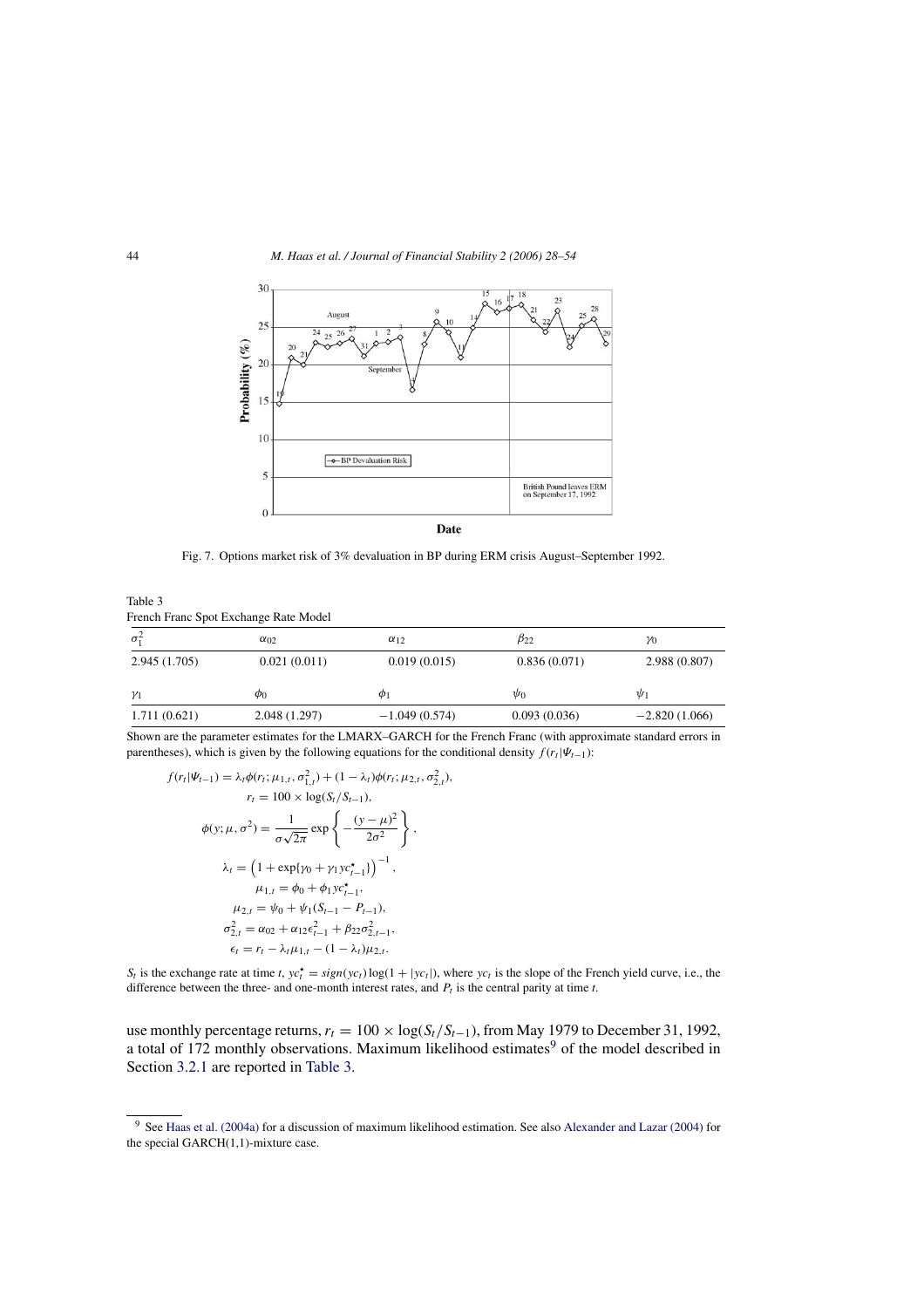Fig. 7. Options market risk of 3% devaluation in BP during ERM crisis August–September 1992.

Table 3
French Franc Spot Exchange Rate Model

| $\sigma_1^2$ | $\alpha_{02}$ | $\alpha_{12}$ | $\beta_{22}$ | $\gamma_0$ |
|---|---|---|---|---|
| 2.945 (1.705) | 0.021 (0.011) | 0.019 (0.015) | 0.836 (0.071) | 2.988 (0.807) |
| $\gamma_1$ | $\phi_0$ | $\phi_1$ | $\psi_0$ | $\psi_1$ |
| 1.711 (0.621) | 2.048 (1.297) | −1.049 (0.574) | 0.093 (0.036) | −2.820 (1.066) |

Shown are the parameter estimates for the LMARX–GARCH for the French Franc (with approximate standard errors in parentheses), which is given by the following equations for the conditional density $f(r_t|\Psi_{t-1})$:

$$f(r_t|\Psi_{t-1}) = \lambda_t \phi(r_t; \mu_{1,t}, \sigma_{1,t}^2) + (1 - \lambda_t)\phi(r_t; \mu_{2,t}, \sigma_{2,t}^2),$$

$$r_t = 100 \times \log(S_t/S_{t-1}),$$

$$\phi(y; \mu, \sigma^2) = \frac{1}{\sigma\sqrt{2\pi}} \exp\left\{-\frac{(y-\mu)^2}{2\sigma^2}\right\},$$

$$\lambda_t = \left(1 + \exp\{\gamma_0 + \gamma_1 yc_{t-1}^{\star}\}\right)^{-1},$$

$$\mu_{1,t} = \phi_0 + \phi_1 yc_{t-1}^{\star},$$

$$\mu_{2,t} = \psi_0 + \psi_1(S_{t-1} - P_{t-1}),$$

$$\sigma_{2,t}^2 = \alpha_{02} + \alpha_{12}\epsilon_{t-1}^2 + \beta_{22}\sigma_{2,t-1}^2,$$

$$\epsilon_t = r_t - \lambda_t\mu_{1,t} - (1 - \lambda_t)\mu_{2,t}.$$

$S_t$ is the exchange rate at time $t$, $yc_t^{\star} = sign(yc_t)\log(1 + |yc_t|)$, where $yc_t$ is the slope of the French yield curve, i.e., the difference between the three- and one-month interest rates, and $P_t$ is the central parity at time $t$.

use monthly percentage returns, $r_t = 100 \times \log(S_t/S_{t-1})$, from May 1979 to December 31, 1992, a total of 172 monthly observations. Maximum likelihood estimates[9] of the model described in Section 3.2.1 are reported in Table 3.

[9] See Haas et al. (2004a) for a discussion of maximum likelihood estimation. See also Alexander and Lazar (2004) for the special GARCH(1,1)-mixture case.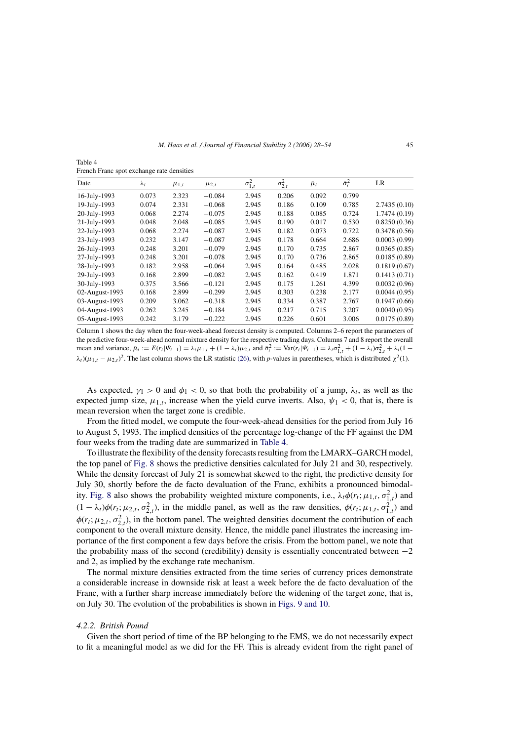Table 4
French Franc spot exchange rate densities

| Date | $\lambda_t$ | $\mu_{1,t}$ | $\mu_{2,t}$ | $\sigma^2_{1,t}$ | $\sigma^2_{2,t}$ | $\bar{\mu}_t$ | $\bar{\sigma}^2_t$ | LR |
|---|---|---|---|---|---|---|---|---|
| 16-July-1993 | 0.073 | 2.323 | −0.084 | 2.945 | 0.206 | 0.092 | 0.799 | |
| 19-July-1993 | 0.074 | 2.331 | −0.068 | 2.945 | 0.186 | 0.109 | 0.785 | 2.7435 (0.10) |
| 20-July-1993 | 0.068 | 2.274 | −0.075 | 2.945 | 0.188 | 0.085 | 0.724 | 1.7474 (0.19) |
| 21-July-1993 | 0.048 | 2.048 | −0.085 | 2.945 | 0.190 | 0.017 | 0.530 | 0.8250 (0.36) |
| 22-July-1993 | 0.068 | 2.274 | −0.087 | 2.945 | 0.182 | 0.073 | 0.722 | 0.3478 (0.56) |
| 23-July-1993 | 0.232 | 3.147 | −0.087 | 2.945 | 0.178 | 0.664 | 2.686 | 0.0003 (0.99) |
| 26-July-1993 | 0.248 | 3.201 | −0.079 | 2.945 | 0.170 | 0.735 | 2.867 | 0.0365 (0.85) |
| 27-July-1993 | 0.248 | 3.201 | −0.078 | 2.945 | 0.170 | 0.736 | 2.865 | 0.0185 (0.89) |
| 28-July-1993 | 0.182 | 2.958 | −0.064 | 2.945 | 0.164 | 0.485 | 2.028 | 0.1819 (0.67) |
| 29-July-1993 | 0.168 | 2.899 | −0.082 | 2.945 | 0.162 | 0.419 | 1.871 | 0.1413 (0.71) |
| 30-July-1993 | 0.375 | 3.566 | −0.121 | 2.945 | 0.175 | 1.261 | 4.399 | 0.0032 (0.96) |
| 02-August-1993 | 0.168 | 2.899 | −0.299 | 2.945 | 0.303 | 0.238 | 2.177 | 0.0044 (0.95) |
| 03-August-1993 | 0.209 | 3.062 | −0.318 | 2.945 | 0.334 | 0.387 | 2.767 | 0.1947 (0.66) |
| 04-August-1993 | 0.262 | 3.245 | −0.184 | 2.945 | 0.217 | 0.715 | 3.207 | 0.0040 (0.95) |
| 05-August-1993 | 0.242 | 3.179 | −0.222 | 2.945 | 0.226 | 0.601 | 3.006 | 0.0175 (0.89) |

Column 1 shows the day when the four-week-ahead forecast density is computed. Columns 2–6 report the parameters of the predictive four-week-ahead normal mixture density for the respective trading days. Columns 7 and 8 report the overall mean and variance, $\bar{\mu}_t := E(r_t|\Psi_{t-1}) = \lambda_t\mu_{1,t} + (1-\lambda_t)\mu_{2,t}$ and $\bar{\sigma}^2_t := \text{Var}(r_t|\Psi_{t-1}) = \lambda_t\sigma^2_{1,t} + (1-\lambda_t)\sigma^2_{2,t} + \lambda_t(1-\lambda_t)(\mu_{1,t}-\mu_{2,t})^2$. The last column shows the LR statistic (26), with $p$-values in parentheses, which is distributed $\chi^2(1)$.

As expected, $\gamma_1 > 0$ and $\phi_1 < 0$, so that both the probability of a jump, $\lambda_t$, as well as the expected jump size, $\mu_{1,t}$, increase when the yield curve inverts. Also, $\psi_1 < 0$, that is, there is mean reversion when the target zone is credible.

From the fitted model, we compute the four-week-ahead densities for the period from July 16 to August 5, 1993. The implied densities of the percentage log-change of the FF against the DM four weeks from the trading date are summarized in Table 4.

To illustrate the flexibility of the density forecasts resulting from the LMARX–GARCH model, the top panel of Fig. 8 shows the predictive densities calculated for July 21 and 30, respectively. While the density forecast of July 21 is somewhat skewed to the right, the predictive density for July 30, shortly before the de facto devaluation of the Franc, exhibits a pronounced bimodality. Fig. 8 also shows the probability weighted mixture components, i.e., $\lambda_t\phi(r_t;\mu_{1,t},\sigma^2_{1,t})$ and $(1-\lambda_t)\phi(r_t;\mu_{2,t},\sigma^2_{2,t})$, in the middle panel, as well as the raw densities, $\phi(r_t;\mu_{1,t},\sigma^2_{1,t})$ and $\phi(r_t;\mu_{2,t},\sigma^2_{2,t})$, in the bottom panel. The weighted densities document the contribution of each component to the overall mixture density. Hence, the middle panel illustrates the increasing importance of the first component a few days before the crisis. From the bottom panel, we note that the probability mass of the second (credibility) density is essentially concentrated between −2 and 2, as implied by the exchange rate mechanism.

The normal mixture densities extracted from the time series of currency prices demonstrate a considerable increase in downside risk at least a week before the de facto devaluation of the Franc, with a further sharp increase immediately before the widening of the target zone, that is, on July 30. The evolution of the probabilities is shown in Figs. 9 and 10.

### 4.2.2. British Pound

Given the short period of time of the BP belonging to the EMS, we do not necessarily expect to fit a meaningful model as we did for the FF. This is already evident from the right panel of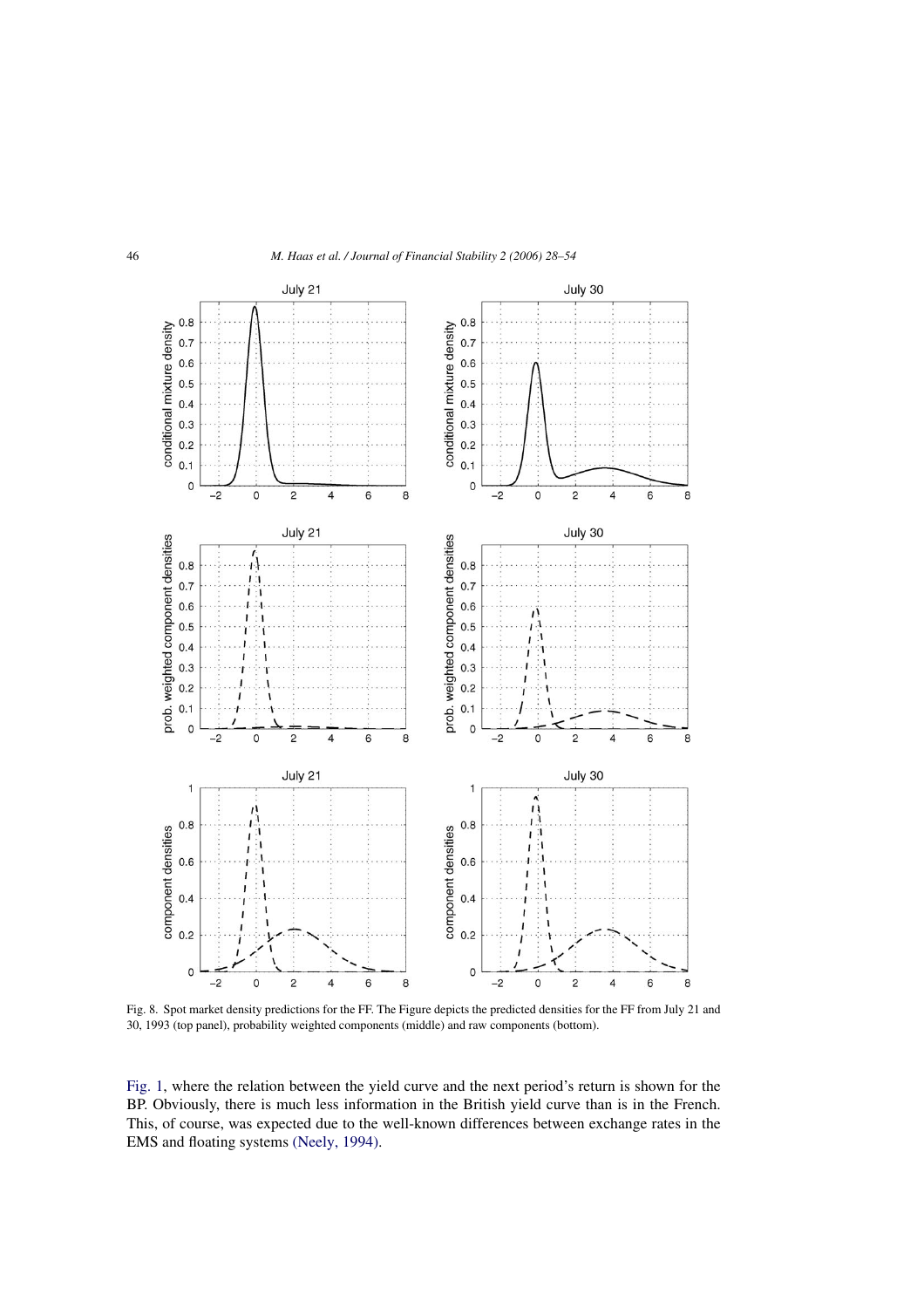Fig. 8. Spot market density predictions for the FF. The Figure depicts the predicted densities for the FF from July 21 and 30, 1993 (top panel), probability weighted components (middle) and raw components (bottom).

Fig. 1, where the relation between the yield curve and the next period's return is shown for the BP. Obviously, there is much less information in the British yield curve than is in the French. This, of course, was expected due to the well-known differences between exchange rates in the EMS and floating systems (Neely, 1994).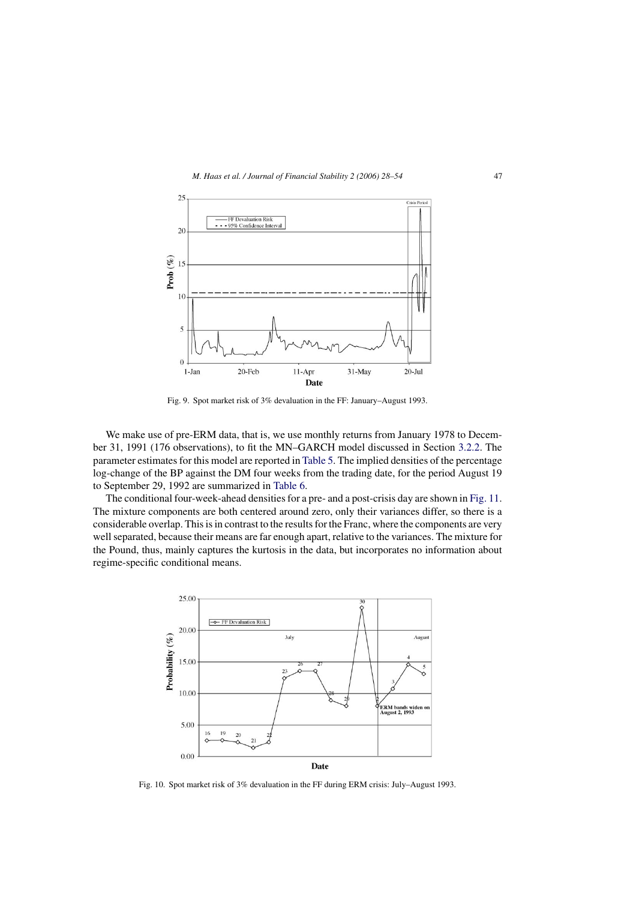Fig. 9. Spot market risk of 3% devaluation in the FF: January–August 1993.

We make use of pre-ERM data, that is, we use monthly returns from January 1978 to December 31, 1991 (176 observations), to fit the MN–GARCH model discussed in Section 3.2.2. The parameter estimates for this model are reported in Table 5. The implied densities of the percentage log-change of the BP against the DM four weeks from the trading date, for the period August 19 to September 29, 1992 are summarized in Table 6.

The conditional four-week-ahead densities for a pre- and a post-crisis day are shown in Fig. 11. The mixture components are both centered around zero, only their variances differ, so there is a considerable overlap. This is in contrast to the results for the Franc, where the components are very well separated, because their means are far enough apart, relative to the variances. The mixture for the Pound, thus, mainly captures the kurtosis in the data, but incorporates no information about regime-specific conditional means.

Fig. 10. Spot market risk of 3% devaluation in the FF during ERM crisis: July–August 1993.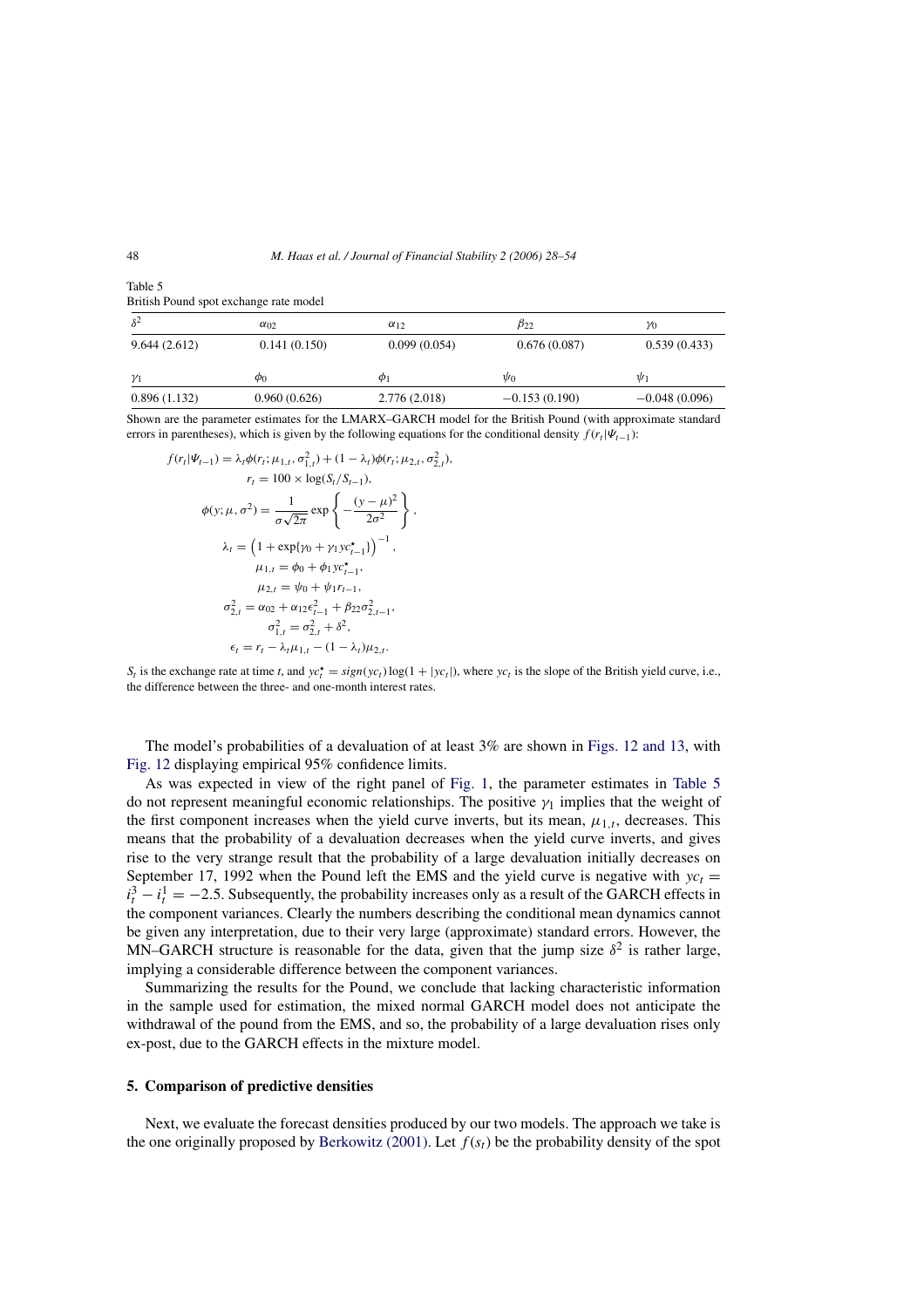Table 5
British Pound spot exchange rate model

| $\delta^2$ | $\alpha_{02}$ | $\alpha_{12}$ | $\beta_{22}$ | $\gamma_0$ |
|---|---|---|---|---|
| 9.644 (2.612) | 0.141 (0.150) | 0.099 (0.054) | 0.676 (0.087) | 0.539 (0.433) |
| $\gamma_1$ | $\phi_0$ | $\phi_1$ | $\psi_0$ | $\psi_1$ |
| 0.896 (1.132) | 0.960 (0.626) | 2.776 (2.018) | −0.153 (0.190) | −0.048 (0.096) |

Shown are the parameter estimates for the LMARX–GARCH model for the British Pound (with approximate standard errors in parentheses), which is given by the following equations for the conditional density $f(r_t|\Psi_{t-1})$:

$$f(r_t|\Psi_{t-1}) = \lambda_t \phi(r_t; \mu_{1,t}, \sigma^2_{1,t}) + (1-\lambda_t)\phi(r_t; \mu_{2,t}, \sigma^2_{2,t}),$$

$$r_t = 100 \times \log(S_t/S_{t-1}),$$

$$\phi(y; \mu, \sigma^2) = \frac{1}{\sigma\sqrt{2\pi}} \exp\left\{-\frac{(y-\mu)^2}{2\sigma^2}\right\},$$

$$\lambda_t = \left(1 + \exp\{\gamma_0 + \gamma_1 yc^\star_{t-1}\}\right)^{-1},$$

$$\mu_{1,t} = \phi_0 + \phi_1 yc^\star_{t-1},$$

$$\mu_{2,t} = \psi_0 + \psi_1 r_{t-1},$$

$$\sigma^2_{2,t} = \alpha_{02} + \alpha_{12}\epsilon^2_{t-1} + \beta_{22}\sigma^2_{2,t-1},$$

$$\sigma^2_{1,t} = \sigma^2_{2,t} + \delta^2,$$

$$\epsilon_t = r_t - \lambda_t \mu_{1,t} - (1-\lambda_t)\mu_{2,t}.$$

$S_t$ is the exchange rate at time $t$, and $yc^\star_t = sign(yc_t)\log(1 + |yc_t|)$, where $yc_t$ is the slope of the British yield curve, i.e., the difference between the three- and one-month interest rates.

The model's probabilities of a devaluation of at least 3% are shown in Figs. 12 and 13, with Fig. 12 displaying empirical 95% confidence limits.

As was expected in view of the right panel of Fig. 1, the parameter estimates in Table 5 do not represent meaningful economic relationships. The positive $\gamma_1$ implies that the weight of the first component increases when the yield curve inverts, but its mean, $\mu_{1,t}$, decreases. This means that the probability of a devaluation decreases when the yield curve inverts, and gives rise to the very strange result that the probability of a large devaluation initially decreases on September 17, 1992 when the Pound left the EMS and the yield curve is negative with $yc_t = i^3_t - i^1_t = -2.5$. Subsequently, the probability increases only as a result of the GARCH effects in the component variances. Clearly the numbers describing the conditional mean dynamics cannot be given any interpretation, due to their very large (approximate) standard errors. However, the MN–GARCH structure is reasonable for the data, given that the jump size $\delta^2$ is rather large, implying a considerable difference between the component variances.

Summarizing the results for the Pound, we conclude that lacking characteristic information in the sample used for estimation, the mixed normal GARCH model does not anticipate the withdrawal of the pound from the EMS, and so, the probability of a large devaluation rises only ex-post, due to the GARCH effects in the mixture model.

## 5. Comparison of predictive densities

Next, we evaluate the forecast densities produced by our two models. The approach we take is the one originally proposed by Berkowitz (2001). Let $f(s_t)$ be the probability density of the spot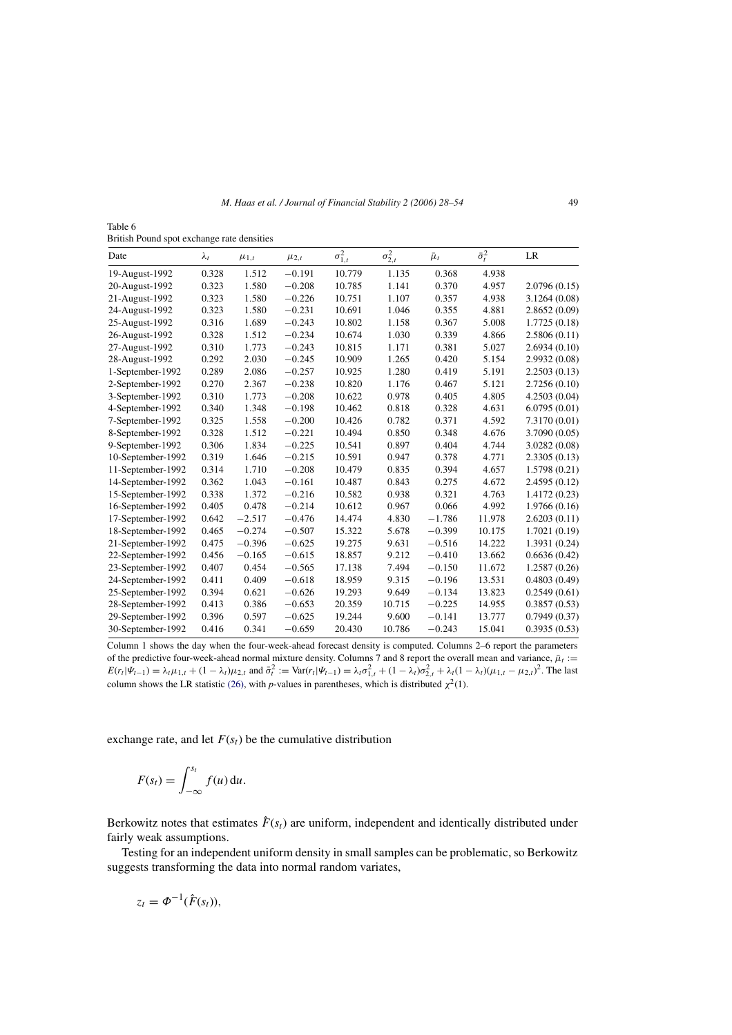Table 6
British Pound spot exchange rate densities

| Date | $\lambda_t$ | $\mu_{1,t}$ | $\mu_{2,t}$ | $\sigma^2_{1,t}$ | $\sigma^2_{2,t}$ | $\bar{\mu}_t$ | $\bar{\sigma}^2_t$ | LR |
|---|---|---|---|---|---|---|---|---|
| 19-August-1992 | 0.328 | 1.512 | −0.191 | 10.779 | 1.135 | 0.368 | 4.938 | |
| 20-August-1992 | 0.323 | 1.580 | −0.208 | 10.785 | 1.141 | 0.370 | 4.957 | 2.0796 (0.15) |
| 21-August-1992 | 0.323 | 1.580 | −0.226 | 10.751 | 1.107 | 0.357 | 4.938 | 3.1264 (0.08) |
| 24-August-1992 | 0.323 | 1.580 | −0.231 | 10.691 | 1.046 | 0.355 | 4.881 | 2.8652 (0.09) |
| 25-August-1992 | 0.316 | 1.689 | −0.243 | 10.802 | 1.158 | 0.367 | 5.008 | 1.7725 (0.18) |
| 26-August-1992 | 0.328 | 1.512 | −0.234 | 10.674 | 1.030 | 0.339 | 4.866 | 2.5806 (0.11) |
| 27-August-1992 | 0.310 | 1.773 | −0.243 | 10.815 | 1.171 | 0.381 | 5.027 | 2.6934 (0.10) |
| 28-August-1992 | 0.292 | 2.030 | −0.245 | 10.909 | 1.265 | 0.420 | 5.154 | 2.9932 (0.08) |
| 1-September-1992 | 0.289 | 2.086 | −0.257 | 10.925 | 1.280 | 0.419 | 5.191 | 2.2503 (0.13) |
| 2-September-1992 | 0.270 | 2.367 | −0.238 | 10.820 | 1.176 | 0.467 | 5.121 | 2.7256 (0.10) |
| 3-September-1992 | 0.310 | 1.773 | −0.208 | 10.622 | 0.978 | 0.405 | 4.805 | 4.2503 (0.04) |
| 4-September-1992 | 0.340 | 1.348 | −0.198 | 10.462 | 0.818 | 0.328 | 4.631 | 6.0795 (0.01) |
| 7-September-1992 | 0.325 | 1.558 | −0.200 | 10.426 | 0.782 | 0.371 | 4.592 | 7.3170 (0.01) |
| 8-September-1992 | 0.328 | 1.512 | −0.221 | 10.494 | 0.850 | 0.348 | 4.676 | 3.7090 (0.05) |
| 9-September-1992 | 0.306 | 1.834 | −0.225 | 10.541 | 0.897 | 0.404 | 4.744 | 3.0282 (0.08) |
| 10-September-1992 | 0.319 | 1.646 | −0.215 | 10.591 | 0.947 | 0.378 | 4.771 | 2.3305 (0.13) |
| 11-September-1992 | 0.314 | 1.710 | −0.208 | 10.479 | 0.835 | 0.394 | 4.657 | 1.5798 (0.21) |
| 14-September-1992 | 0.362 | 1.043 | −0.161 | 10.487 | 0.843 | 0.275 | 4.672 | 2.4595 (0.12) |
| 15-September-1992 | 0.338 | 1.372 | −0.216 | 10.582 | 0.938 | 0.321 | 4.763 | 1.4172 (0.23) |
| 16-September-1992 | 0.405 | 0.478 | −0.214 | 10.612 | 0.967 | 0.066 | 4.992 | 1.9766 (0.16) |
| 17-September-1992 | 0.642 | −2.517 | −0.476 | 14.474 | 4.830 | −1.786 | 11.978 | 2.6203 (0.11) |
| 18-September-1992 | 0.465 | −0.274 | −0.507 | 15.322 | 5.678 | −0.399 | 10.175 | 1.7021 (0.19) |
| 21-September-1992 | 0.475 | −0.396 | −0.625 | 19.275 | 9.631 | −0.516 | 14.222 | 1.3931 (0.24) |
| 22-September-1992 | 0.456 | −0.165 | −0.615 | 18.857 | 9.212 | −0.410 | 13.662 | 0.6636 (0.42) |
| 23-September-1992 | 0.407 | 0.454 | −0.565 | 17.138 | 7.494 | −0.150 | 11.672 | 1.2587 (0.26) |
| 24-September-1992 | 0.411 | 0.409 | −0.618 | 18.959 | 9.315 | −0.196 | 13.531 | 0.4803 (0.49) |
| 25-September-1992 | 0.394 | 0.621 | −0.626 | 19.293 | 9.649 | −0.134 | 13.823 | 0.2549 (0.61) |
| 28-September-1992 | 0.413 | 0.386 | −0.653 | 20.359 | 10.715 | −0.225 | 14.955 | 0.3857 (0.53) |
| 29-September-1992 | 0.396 | 0.597 | −0.625 | 19.244 | 9.600 | −0.141 | 13.777 | 0.7949 (0.37) |
| 30-September-1992 | 0.416 | 0.341 | −0.659 | 20.430 | 10.786 | −0.243 | 15.041 | 0.3935 (0.53) |

Column 1 shows the day when the four-week-ahead forecast density is computed. Columns 2–6 report the parameters of the predictive four-week-ahead normal mixture density. Columns 7 and 8 report the overall mean and variance, $\bar{\mu}_t := E(r_t|\Psi_{t-1}) = \lambda_t\mu_{1,t} + (1-\lambda_t)\mu_{2,t}$ and $\bar{\sigma}^2_t := \text{Var}(r_t|\Psi_{t-1}) = \lambda_t\sigma^2_{1,t} + (1-\lambda_t)\sigma^2_{2,t} + \lambda_t(1-\lambda_t)(\mu_{1,t}-\mu_{2,t})^2$. The last column shows the LR statistic (26), with $p$-values in parentheses, which is distributed $\chi^2(1)$.

exchange rate, and let $F(s_t)$ be the cumulative distribution

$$F(s_t) = \int_{-\infty}^{s_t} f(u)\,\mathrm{d}u.$$

Berkowitz notes that estimates $\hat{F}(s_t)$ are uniform, independent and identically distributed under fairly weak assumptions.

Testing for an independent uniform density in small samples can be problematic, so Berkowitz suggests transforming the data into normal random variates,

$$z_t = \Phi^{-1}(\hat{F}(s_t)),$$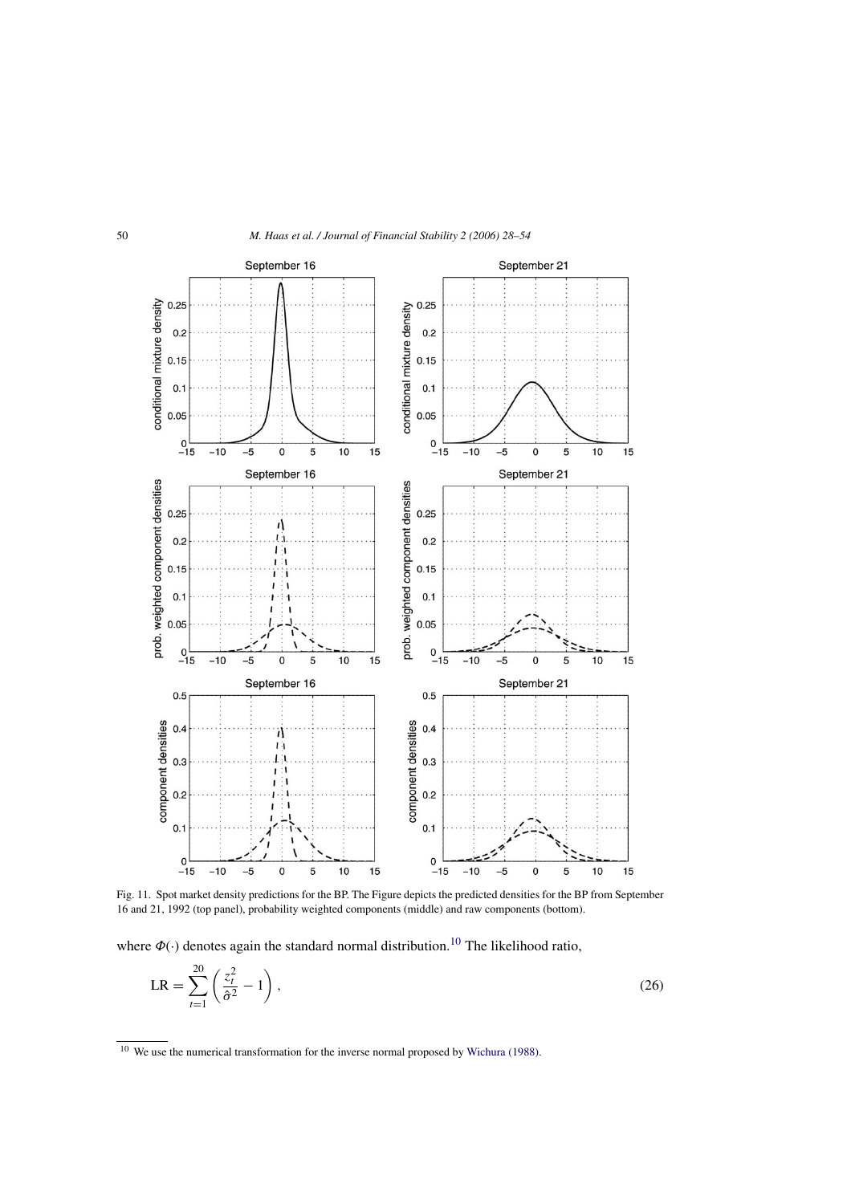Fig. 11. Spot market density predictions for the BP. The Figure depicts the predicted densities for the BP from September 16 and 21, 1992 (top panel), probability weighted components (middle) and raw components (bottom).

where $\Phi(\cdot)$ denotes again the standard normal distribution.[10] The likelihood ratio,

$$\mathrm{LR} = \sum_{t=1}^{20} \left( \frac{z_t^2}{\hat{\sigma}^2} - 1 \right), \tag{26}$$

[10] We use the numerical transformation for the inverse normal proposed by Wichura (1988).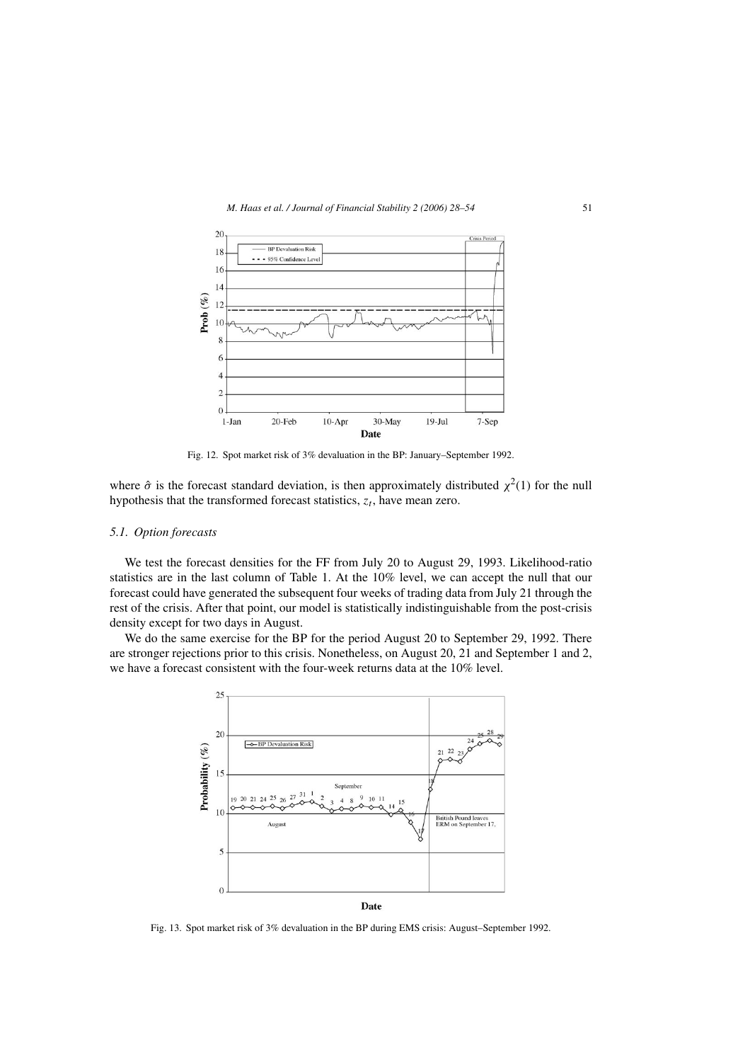Fig. 12. Spot market risk of 3% devaluation in the BP: January–September 1992.

where $\hat{\sigma}$ is the forecast standard deviation, is then approximately distributed $\chi^2(1)$ for the null hypothesis that the transformed forecast statistics, $z_t$, have mean zero.

### 5.1. Option forecasts

We test the forecast densities for the FF from July 20 to August 29, 1993. Likelihood-ratio statistics are in the last column of Table 1. At the 10% level, we can accept the null that our forecast could have generated the subsequent four weeks of trading data from July 21 through the rest of the crisis. After that point, our model is statistically indistinguishable from the post-crisis density except for two days in August.

We do the same exercise for the BP for the period August 20 to September 29, 1992. There are stronger rejections prior to this crisis. Nonetheless, on August 20, 21 and September 1 and 2, we have a forecast consistent with the four-week returns data at the 10% level.

Fig. 13. Spot market risk of 3% devaluation in the BP during EMS crisis: August–September 1992.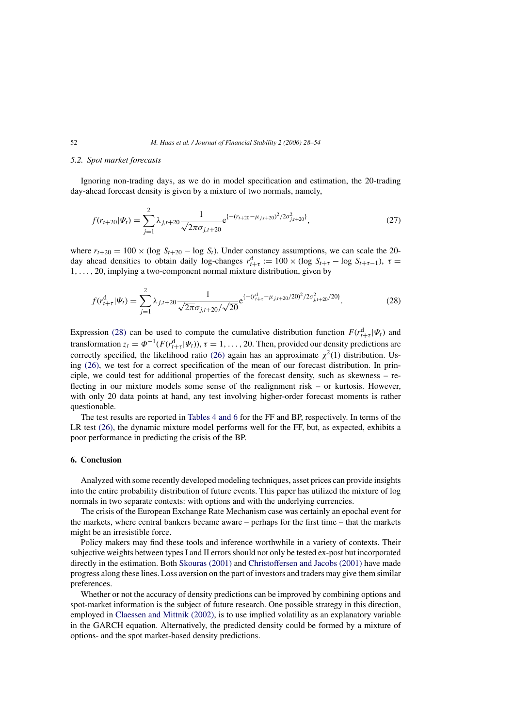### 5.2. Spot market forecasts

Ignoring non-trading days, as we do in model specification and estimation, the 20-trading day-ahead forecast density is given by a mixture of two normals, namely,

$$f(r_{t+20}|\Psi_t) = \sum_{j=1}^{2} \lambda_{j,t+20} \frac{1}{\sqrt{2\pi}\sigma_{j,t+20}} \mathrm{e}^{\{-(r_{t+20}-\mu_{j,t+20})^2/2\sigma_{j,t+20}^2\}}, \tag{27}$$

where $r_{t+20} = 100 \times (\log S_{t+20} - \log S_t)$. Under constancy assumptions, we can scale the 20-day ahead densities to obtain daily log-changes $r_{t+\tau}^{\mathrm{d}} := 100 \times (\log S_{t+\tau} - \log S_{t+\tau-1})$, $\tau = 1, \ldots, 20$, implying a two-component normal mixture distribution, given by

$$f(r_{t+\tau}^{\mathrm{d}}|\Psi_t) = \sum_{j=1}^{2} \lambda_{j,t+20} \frac{1}{\sqrt{2\pi}\sigma_{j,t+20}/\sqrt{20}} \mathrm{e}^{\{-(r_{t+\tau}^{\mathrm{d}}-\mu_{j,t+20}/20)^2/2\sigma_{j,t+20}^2/20\}}. \tag{28}$$

Expression (28) can be used to compute the cumulative distribution function $F(r_{t+\tau}^{\mathrm{d}}|\Psi_t)$ and transformation $z_t = \Phi^{-1}(F(r_{t+\tau}^{\mathrm{d}}|\Psi_t))$, $\tau = 1, \ldots, 20$. Then, provided our density predictions are correctly specified, the likelihood ratio (26) again has an approximate $\chi^2(1)$ distribution. Using (26), we test for a correct specification of the mean of our forecast distribution. In principle, we could test for additional properties of the forecast density, such as skewness – reflecting in our mixture models some sense of the realignment risk – or kurtosis. However, with only 20 data points at hand, any test involving higher-order forecast moments is rather questionable.

The test results are reported in Tables 4 and 6 for the FF and BP, respectively. In terms of the LR test (26), the dynamic mixture model performs well for the FF, but, as expected, exhibits a poor performance in predicting the crisis of the BP.

## 6. Conclusion

Analyzed with some recently developed modeling techniques, asset prices can provide insights into the entire probability distribution of future events. This paper has utilized the mixture of log normals in two separate contexts: with options and with the underlying currencies.

The crisis of the European Exchange Rate Mechanism case was certainly an epochal event for the markets, where central bankers became aware – perhaps for the first time – that the markets might be an irresistible force.

Policy makers may find these tools and inference worthwhile in a variety of contexts. Their subjective weights between types I and II errors should not only be tested ex-post but incorporated directly in the estimation. Both Skouras (2001) and Christoffersen and Jacobs (2001) have made progress along these lines. Loss aversion on the part of investors and traders may give them similar preferences.

Whether or not the accuracy of density predictions can be improved by combining options and spot-market information is the subject of future research. One possible strategy in this direction, employed in Claessen and Mittnik (2002), is to use implied volatility as an explanatory variable in the GARCH equation. Alternatively, the predicted density could be formed by a mixture of options- and the spot market-based density predictions.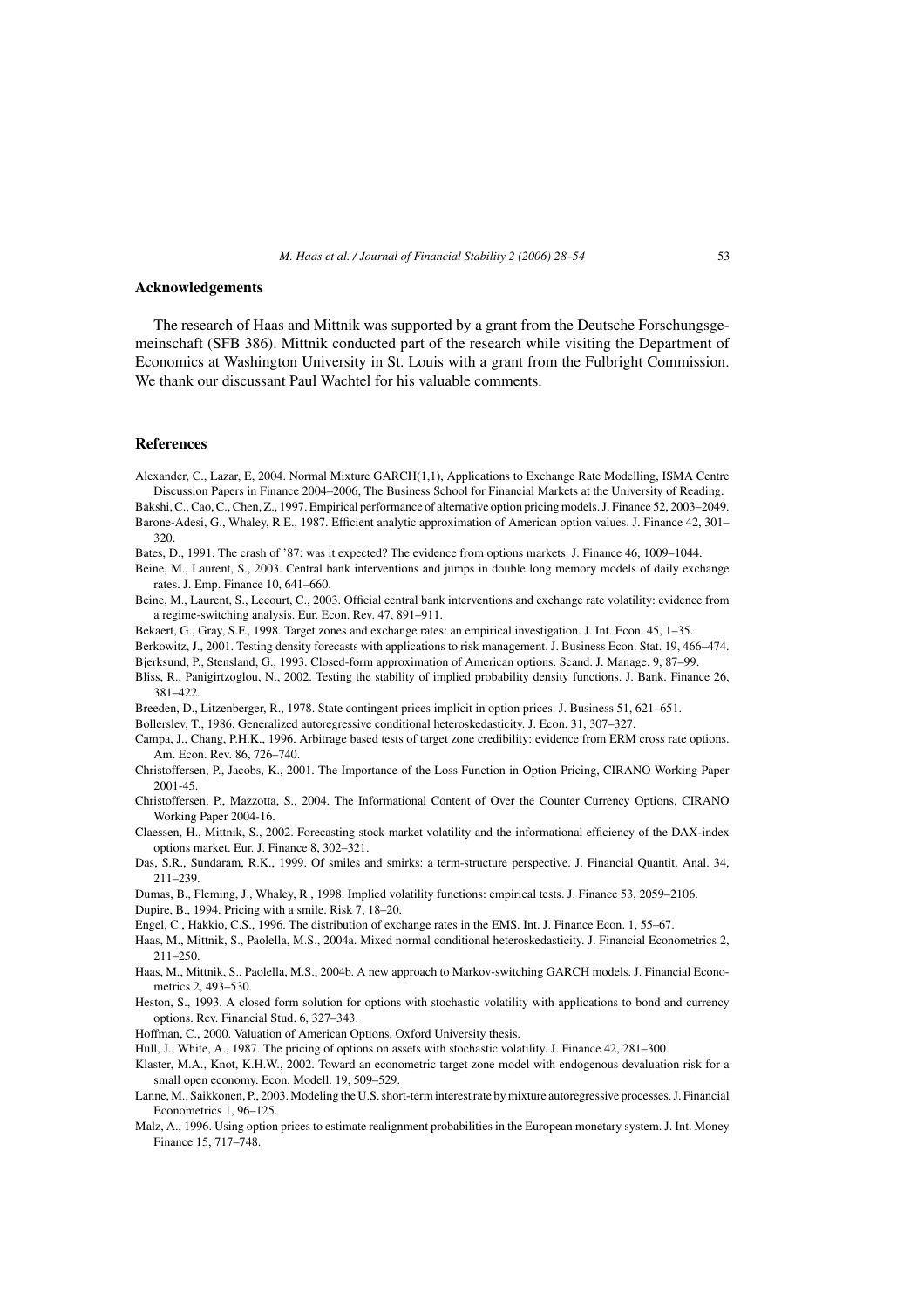## Acknowledgements

The research of Haas and Mittnik was supported by a grant from the Deutsche Forschungsgemeinschaft (SFB 386). Mittnik conducted part of the research while visiting the Department of Economics at Washington University in St. Louis with a grant from the Fulbright Commission. We thank our discussant Paul Wachtel for his valuable comments.

## References

Alexander, C., Lazar, E, 2004. Normal Mixture GARCH(1,1), Applications to Exchange Rate Modelling, ISMA Centre Discussion Papers in Finance 2004–2006, The Business School for Financial Markets at the University of Reading.

Bakshi, C., Cao, C., Chen, Z., 1997. Empirical performance of alternative option pricing models. J. Finance 52, 2003–2049.

Barone-Adesi, G., Whaley, R.E., 1987. Efficient analytic approximation of American option values. J. Finance 42, 301–320.

Bates, D., 1991. The crash of '87: was it expected? The evidence from options markets. J. Finance 46, 1009–1044.

Beine, M., Laurent, S., 2003. Central bank interventions and jumps in double long memory models of daily exchange rates. J. Emp. Finance 10, 641–660.

Beine, M., Laurent, S., Lecourt, C., 2003. Official central bank interventions and exchange rate volatility: evidence from a regime-switching analysis. Eur. Econ. Rev. 47, 891–911.

Bekaert, G., Gray, S.F., 1998. Target zones and exchange rates: an empirical investigation. J. Int. Econ. 45, 1–35.

Berkowitz, J., 2001. Testing density forecasts with applications to risk management. J. Business Econ. Stat. 19, 466–474.

Bjerksund, P., Stensland, G., 1993. Closed-form approximation of American options. Scand. J. Manage. 9, 87–99.

Bliss, R., Panigirtzoglou, N., 2002. Testing the stability of implied probability density functions. J. Bank. Finance 26, 381–422.

Breeden, D., Litzenberger, R., 1978. State contingent prices implicit in option prices. J. Business 51, 621–651.

Bollerslev, T., 1986. Generalized autoregressive conditional heteroskedasticity. J. Econ. 31, 307–327.

Campa, J., Chang, P.H.K., 1996. Arbitrage based tests of target zone credibility: evidence from ERM cross rate options. Am. Econ. Rev. 86, 726–740.

Christoffersen, P., Jacobs, K., 2001. The Importance of the Loss Function in Option Pricing, CIRANO Working Paper 2001-45.

Christoffersen, P., Mazzotta, S., 2004. The Informational Content of Over the Counter Currency Options, CIRANO Working Paper 2004-16.

Claessen, H., Mittnik, S., 2002. Forecasting stock market volatility and the informational efficiency of the DAX-index options market. Eur. J. Finance 8, 302–321.

Das, S.R., Sundaram, R.K., 1999. Of smiles and smirks: a term-structure perspective. J. Financial Quantit. Anal. 34, 211–239.

Dumas, B., Fleming, J., Whaley, R., 1998. Implied volatility functions: empirical tests. J. Finance 53, 2059–2106.

Dupire, B., 1994. Pricing with a smile. Risk 7, 18–20.

Engel, C., Hakkio, C.S., 1996. The distribution of exchange rates in the EMS. Int. J. Finance Econ. 1, 55–67.

Haas, M., Mittnik, S., Paolella, M.S., 2004a. Mixed normal conditional heteroskedasticity. J. Financial Econometrics 2, 211–250.

Haas, M., Mittnik, S., Paolella, M.S., 2004b. A new approach to Markov-switching GARCH models. J. Financial Econometrics 2, 493–530.

Heston, S., 1993. A closed form solution for options with stochastic volatility with applications to bond and currency options. Rev. Financial Stud. 6, 327–343.

Hoffman, C., 2000. Valuation of American Options, Oxford University thesis.

Hull, J., White, A., 1987. The pricing of options on assets with stochastic volatility. J. Finance 42, 281–300.

Klaster, M.A., Knot, K.H.W., 2002. Toward an econometric target zone model with endogenous devaluation risk for a small open economy. Econ. Modell. 19, 509–529.

Lanne, M., Saikkonen, P., 2003. Modeling the U.S. short-term interest rate by mixture autoregressive processes. J. Financial Econometrics 1, 96–125.

Malz, A., 1996. Using option prices to estimate realignment probabilities in the European monetary system. J. Int. Money Finance 15, 717–748.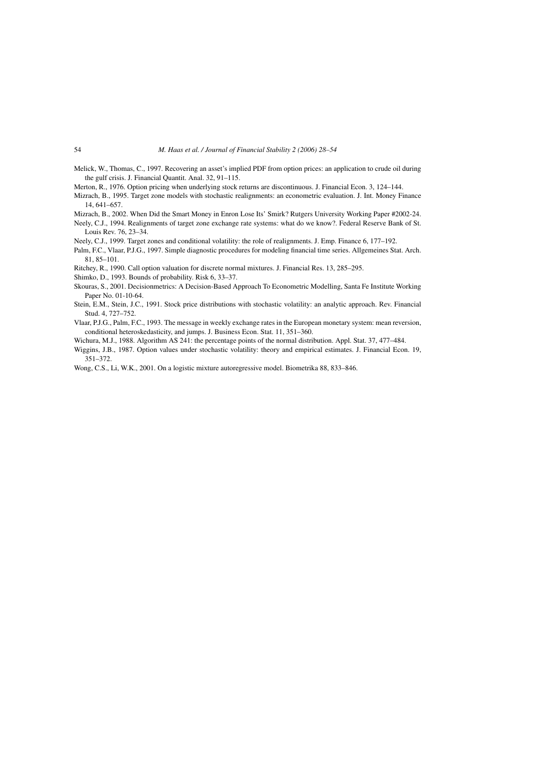Melick, W., Thomas, C., 1997. Recovering an asset's implied PDF from option prices: an application to crude oil during the gulf crisis. J. Financial Quantit. Anal. 32, 91–115.

Merton, R., 1976. Option pricing when underlying stock returns are discontinuous. J. Financial Econ. 3, 124–144.

Mizrach, B., 1995. Target zone models with stochastic realignments: an econometric evaluation. J. Int. Money Finance 14, 641–657.

Mizrach, B., 2002. When Did the Smart Money in Enron Lose Its' Smirk? Rutgers University Working Paper #2002-24.

Neely, C.J., 1994. Realignments of target zone exchange rate systems: what do we know?. Federal Reserve Bank of St. Louis Rev. 76, 23–34.

Neely, C.J., 1999. Target zones and conditional volatility: the role of realignments. J. Emp. Finance 6, 177–192.

Palm, F.C., Vlaar, P.J.G., 1997. Simple diagnostic procedures for modeling financial time series. Allgemeines Stat. Arch. 81, 85–101.

Ritchey, R., 1990. Call option valuation for discrete normal mixtures. J. Financial Res. 13, 285–295.

Shimko, D., 1993. Bounds of probability. Risk 6, 33–37.

Skouras, S., 2001. Decisionmetrics: A Decision-Based Approach To Econometric Modelling, Santa Fe Institute Working Paper No. 01-10-64.

Stein, E.M., Stein, J.C., 1991. Stock price distributions with stochastic volatility: an analytic approach. Rev. Financial Stud. 4, 727–752.

Vlaar, P.J.G., Palm, F.C., 1993. The message in weekly exchange rates in the European monetary system: mean reversion, conditional heteroskedasticity, and jumps. J. Business Econ. Stat. 11, 351–360.

Wichura, M.J., 1988. Algorithm AS 241: the percentage points of the normal distribution. Appl. Stat. 37, 477–484.

Wiggins, J.B., 1987. Option values under stochastic volatility: theory and empirical estimates. J. Financial Econ. 19, 351–372.

Wong, C.S., Li, W.K., 2001. On a logistic mixture autoregressive model. Biometrika 88, 833–846.